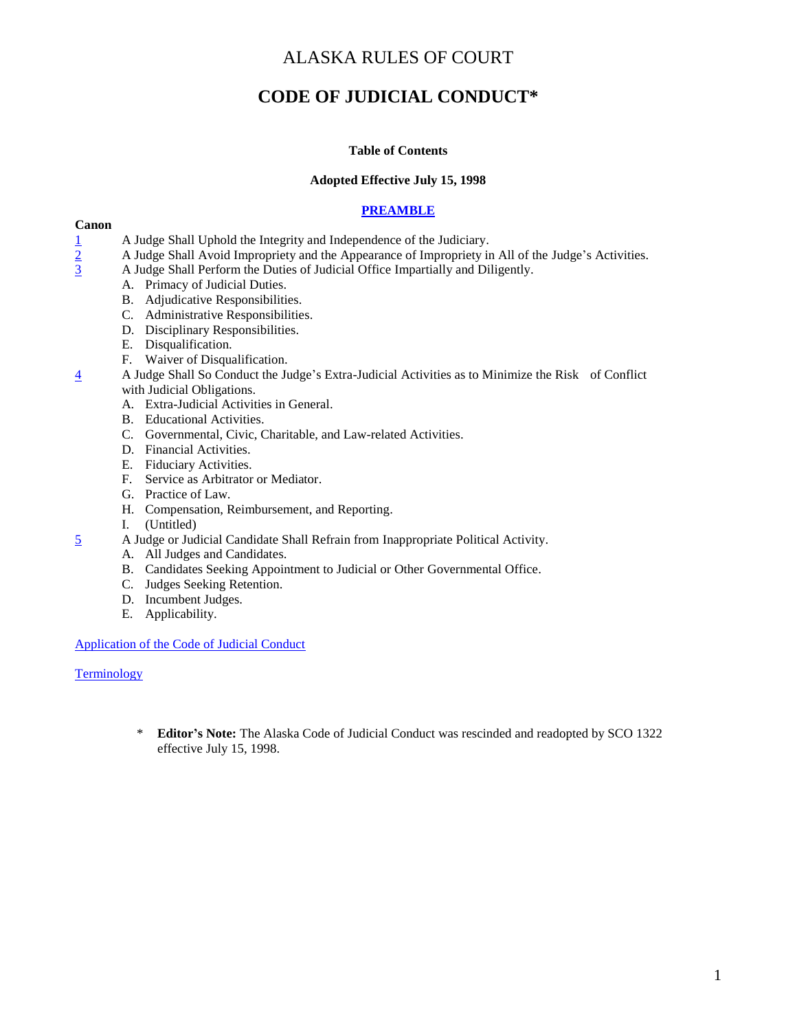# ALASKA RULES OF COURT

## CODE OF JUDICIAL CONDUCT*

**Table of Contents**

**Adopted Effective July 15, 1998**

**PREAMBLE**

**Canon**

1 A Judge Shall Uphold the Integrity and Independence of the Judiciary.

2 A Judge Shall Avoid Impropriety and the Appearance of Impropriety in All of the Judge's Activities.

3 A Judge Shall Perform the Duties of Judicial Office Impartially and Diligently.

- A. Primacy of Judicial Duties.
- B. Adjudicative Responsibilities.
- C. Administrative Responsibilities.
- D. Disciplinary Responsibilities.
- E. Disqualification.
- F. Waiver of Disqualification.

4 A Judge Shall So Conduct the Judge's Extra-Judicial Activities as to Minimize the Risk of Conflict with Judicial Obligations.

- A. Extra-Judicial Activities in General.
- B. Educational Activities.
- C. Governmental, Civic, Charitable, and Law-related Activities.
- D. Financial Activities.
- E. Fiduciary Activities.
- F. Service as Arbitrator or Mediator.
- G. Practice of Law.
- H. Compensation, Reimbursement, and Reporting.
- I. (Untitled)

5 A Judge or Judicial Candidate Shall Refrain from Inappropriate Political Activity.

- A. All Judges and Candidates.
- B. Candidates Seeking Appointment to Judicial or Other Governmental Office.
- C. Judges Seeking Retention.
- D. Incumbent Judges.
- E. Applicability.

Application of the Code of Judicial Conduct

Terminology

\* **Editor's Note:** The Alaska Code of Judicial Conduct was rescinded and readopted by SCO 1322 effective July 15, 1998.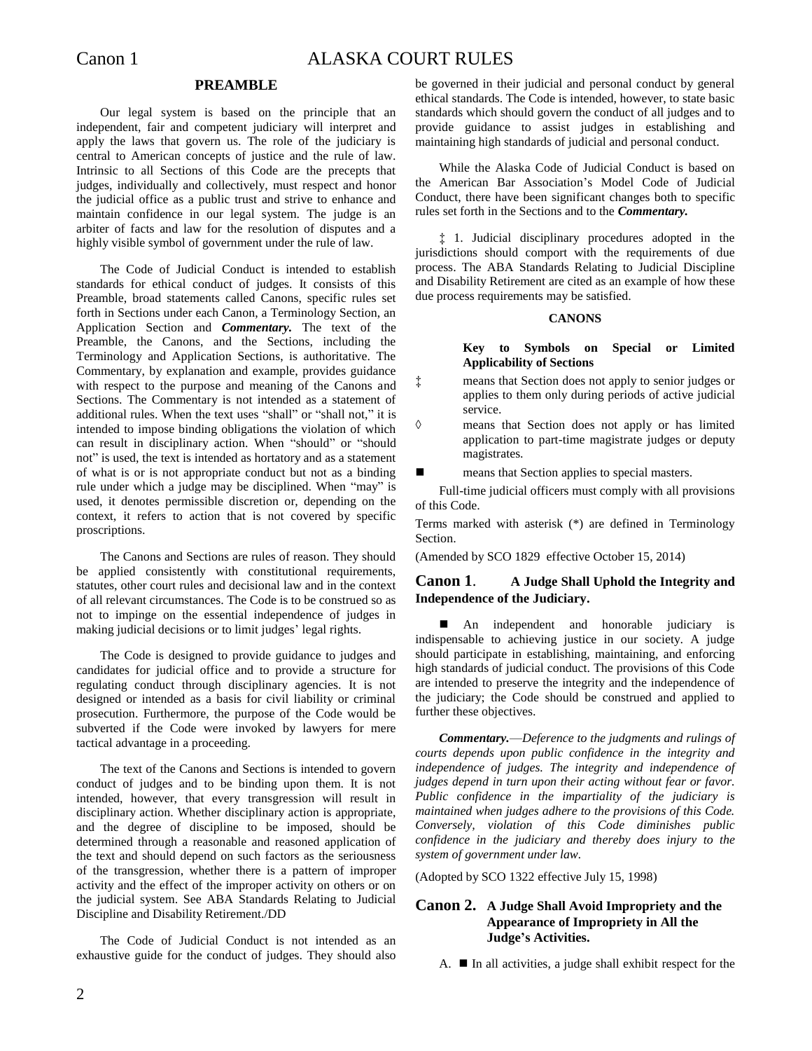## PREAMBLE

Our legal system is based on the principle that an independent, fair and competent judiciary will interpret and apply the laws that govern us. The role of the judiciary is central to American concepts of justice and the rule of law. Intrinsic to all Sections of this Code are the precepts that judges, individually and collectively, must respect and honor the judicial office as a public trust and strive to enhance and maintain confidence in our legal system. The judge is an arbiter of facts and law for the resolution of disputes and a highly visible symbol of government under the rule of law.

The Code of Judicial Conduct is intended to establish standards for ethical conduct of judges. It consists of this Preamble, broad statements called Canons, specific rules set forth in Sections under each Canon, a Terminology Section, an Application Section and ***Commentary.*** The text of the Preamble, the Canons, and the Sections, including the Terminology and Application Sections, is authoritative. The Commentary, by explanation and example, provides guidance with respect to the purpose and meaning of the Canons and Sections. The Commentary is not intended as a statement of additional rules. When the text uses "shall" or "shall not," it is intended to impose binding obligations the violation of which can result in disciplinary action. When "should" or "should not" is used, the text is intended as hortatory and as a statement of what is or is not appropriate conduct but not as a binding rule under which a judge may be disciplined. When "may" is used, it denotes permissible discretion or, depending on the context, it refers to action that is not covered by specific proscriptions.

The Canons and Sections are rules of reason. They should be applied consistently with constitutional requirements, statutes, other court rules and decisional law and in the context of all relevant circumstances. The Code is to be construed so as not to impinge on the essential independence of judges in making judicial decisions or to limit judges' legal rights.

The Code is designed to provide guidance to judges and candidates for judicial office and to provide a structure for regulating conduct through disciplinary agencies. It is not designed or intended as a basis for civil liability or criminal prosecution. Furthermore, the purpose of the Code would be subverted if the Code were invoked by lawyers for mere tactical advantage in a proceeding.

The text of the Canons and Sections is intended to govern conduct of judges and to be binding upon them. It is not intended, however, that every transgression will result in disciplinary action. Whether disciplinary action is appropriate, and the degree of discipline to be imposed, should be determined through a reasonable and reasoned application of the text and should depend on such factors as the seriousness of the transgression, whether there is a pattern of improper activity and the effect of the improper activity on others or on the judicial system. See ABA Standards Relating to Judicial Discipline and Disability Retirement./DD

The Code of Judicial Conduct is not intended as an exhaustive guide for the conduct of judges. They should also be governed in their judicial and personal conduct by general ethical standards. The Code is intended, however, to state basic standards which should govern the conduct of all judges and to provide guidance to assist judges in establishing and maintaining high standards of judicial and personal conduct.

While the Alaska Code of Judicial Conduct is based on the American Bar Association's Model Code of Judicial Conduct, there have been significant changes both to specific rules set forth in the Sections and to the ***Commentary.***

‡ 1. Judicial disciplinary procedures adopted in the jurisdictions should comport with the requirements of due process. The ABA Standards Relating to Judicial Discipline and Disability Retirement are cited as an example of how these due process requirements may be satisfied.

## CANONS

**Key to Symbols on Special or Limited Applicability of Sections**

‡ means that Section does not apply to senior judges or applies to them only during periods of active judicial service.

◊ means that Section does not apply or has limited application to part-time magistrate judges or deputy magistrates.

■ means that Section applies to special masters.

Full-time judicial officers must comply with all provisions of this Code.

Terms marked with asterisk (*) are defined in Terminology Section.

(Amended by SCO 1829 effective October 15, 2014)

## Canon 1. A Judge Shall Uphold the Integrity and Independence of the Judiciary.

■ An independent and honorable judiciary is indispensable to achieving justice in our society. A judge should participate in establishing, maintaining, and enforcing high standards of judicial conduct. The provisions of this Code are intended to preserve the integrity and the independence of the judiciary; the Code should be construed and applied to further these objectives.

***Commentary.***—*Deference to the judgments and rulings of courts depends upon public confidence in the integrity and independence of judges. The integrity and independence of judges depend in turn upon their acting without fear or favor. Public confidence in the impartiality of the judiciary is maintained when judges adhere to the provisions of this Code. Conversely, violation of this Code diminishes public confidence in the judiciary and thereby does injury to the system of government under law.*

(Adopted by SCO 1322 effective July 15, 1998)

## Canon 2. A Judge Shall Avoid Impropriety and the Appearance of Impropriety in All the Judge's Activities.

A. ■ In all activities, a judge shall exhibit respect for the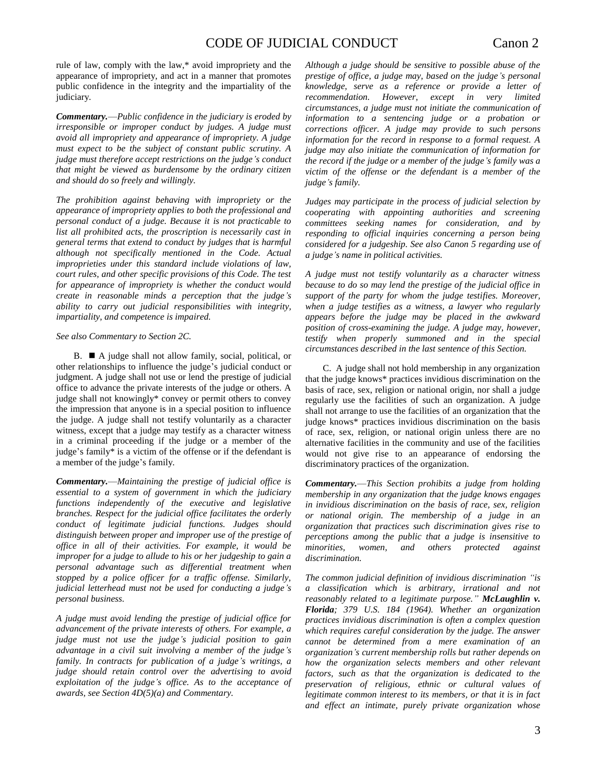rule of law, comply with the law,* avoid impropriety and the appearance of impropriety, and act in a manner that promotes public confidence in the integrity and the impartiality of the judiciary.

***Commentary.***—*Public confidence in the judiciary is eroded by irresponsible or improper conduct by judges. A judge must avoid all impropriety and appearance of impropriety. A judge must expect to be the subject of constant public scrutiny. A judge must therefore accept restrictions on the judge's conduct that might be viewed as burdensome by the ordinary citizen and should do so freely and willingly.*

*The prohibition against behaving with impropriety or the appearance of impropriety applies to both the professional and personal conduct of a judge. Because it is not practicable to list all prohibited acts, the proscription is necessarily cast in general terms that extend to conduct by judges that is harmful although not specifically mentioned in the Code. Actual improprieties under this standard include violations of law, court rules, and other specific provisions of this Code. The test for appearance of impropriety is whether the conduct would create in reasonable minds a perception that the judge's ability to carry out judicial responsibilities with integrity, impartiality, and competence is impaired.*

*See also Commentary to Section 2C.*

B. ■ A judge shall not allow family, social, political, or other relationships to influence the judge's judicial conduct or judgment. A judge shall not use or lend the prestige of judicial office to advance the private interests of the judge or others. A judge shall not knowingly* convey or permit others to convey the impression that anyone is in a special position to influence the judge. A judge shall not testify voluntarily as a character witness, except that a judge may testify as a character witness in a criminal proceeding if the judge or a member of the judge's family* is a victim of the offense or if the defendant is a member of the judge's family.

***Commentary.***—*Maintaining the prestige of judicial office is essential to a system of government in which the judiciary functions independently of the executive and legislative branches. Respect for the judicial office facilitates the orderly conduct of legitimate judicial functions. Judges should distinguish between proper and improper use of the prestige of office in all of their activities. For example, it would be improper for a judge to allude to his or her judgeship to gain a personal advantage such as differential treatment when stopped by a police officer for a traffic offense. Similarly, judicial letterhead must not be used for conducting a judge's personal business.*

*A judge must avoid lending the prestige of judicial office for advancement of the private interests of others. For example, a judge must not use the judge's judicial position to gain advantage in a civil suit involving a member of the judge's family. In contracts for publication of a judge's writings, a judge should retain control over the advertising to avoid exploitation of the judge's office. As to the acceptance of awards, see Section 4D(5)(a) and Commentary.*

*Although a judge should be sensitive to possible abuse of the prestige of office, a judge may, based on the judge's personal knowledge, serve as a reference or provide a letter of recommendation. However, except in very limited circumstances, a judge must not initiate the communication of information to a sentencing judge or a probation or corrections officer. A judge may provide to such persons information for the record in response to a formal request. A judge may also initiate the communication of information for the record if the judge or a member of the judge's family was a victim of the offense or the defendant is a member of the judge's family.*

*Judges may participate in the process of judicial selection by cooperating with appointing authorities and screening committees seeking names for consideration, and by responding to official inquiries concerning a person being considered for a judgeship. See also Canon 5 regarding use of a judge's name in political activities.*

*A judge must not testify voluntarily as a character witness because to do so may lend the prestige of the judicial office in support of the party for whom the judge testifies. Moreover, when a judge testifies as a witness, a lawyer who regularly appears before the judge may be placed in the awkward position of cross-examining the judge. A judge may, however, testify when properly summoned and in the special circumstances described in the last sentence of this Section.*

C. A judge shall not hold membership in any organization that the judge knows* practices invidious discrimination on the basis of race, sex, religion or national origin, nor shall a judge regularly use the facilities of such an organization. A judge shall not arrange to use the facilities of an organization that the judge knows* practices invidious discrimination on the basis of race, sex, religion, or national origin unless there are no alternative facilities in the community and use of the facilities would not give rise to an appearance of endorsing the discriminatory practices of the organization.

***Commentary.***—*This Section prohibits a judge from holding membership in any organization that the judge knows engages in invidious discrimination on the basis of race, sex, religion or national origin. The membership of a judge in an organization that practices such discrimination gives rise to perceptions among the public that a judge is insensitive to minorities, women, and others protected against discrimination.*

*The common judicial definition of invidious discrimination "is a classification which is arbitrary, irrational and not reasonably related to a legitimate purpose."* ***McLaughlin v. Florida****; 379 U.S. 184 (1964). Whether an organization practices invidious discrimination is often a complex question which requires careful consideration by the judge. The answer cannot be determined from a mere examination of an organization's current membership rolls but rather depends on how the organization selects members and other relevant factors, such as that the organization is dedicated to the preservation of religious, ethnic or cultural values of legitimate common interest to its members, or that it is in fact and effect an intimate, purely private organization whose*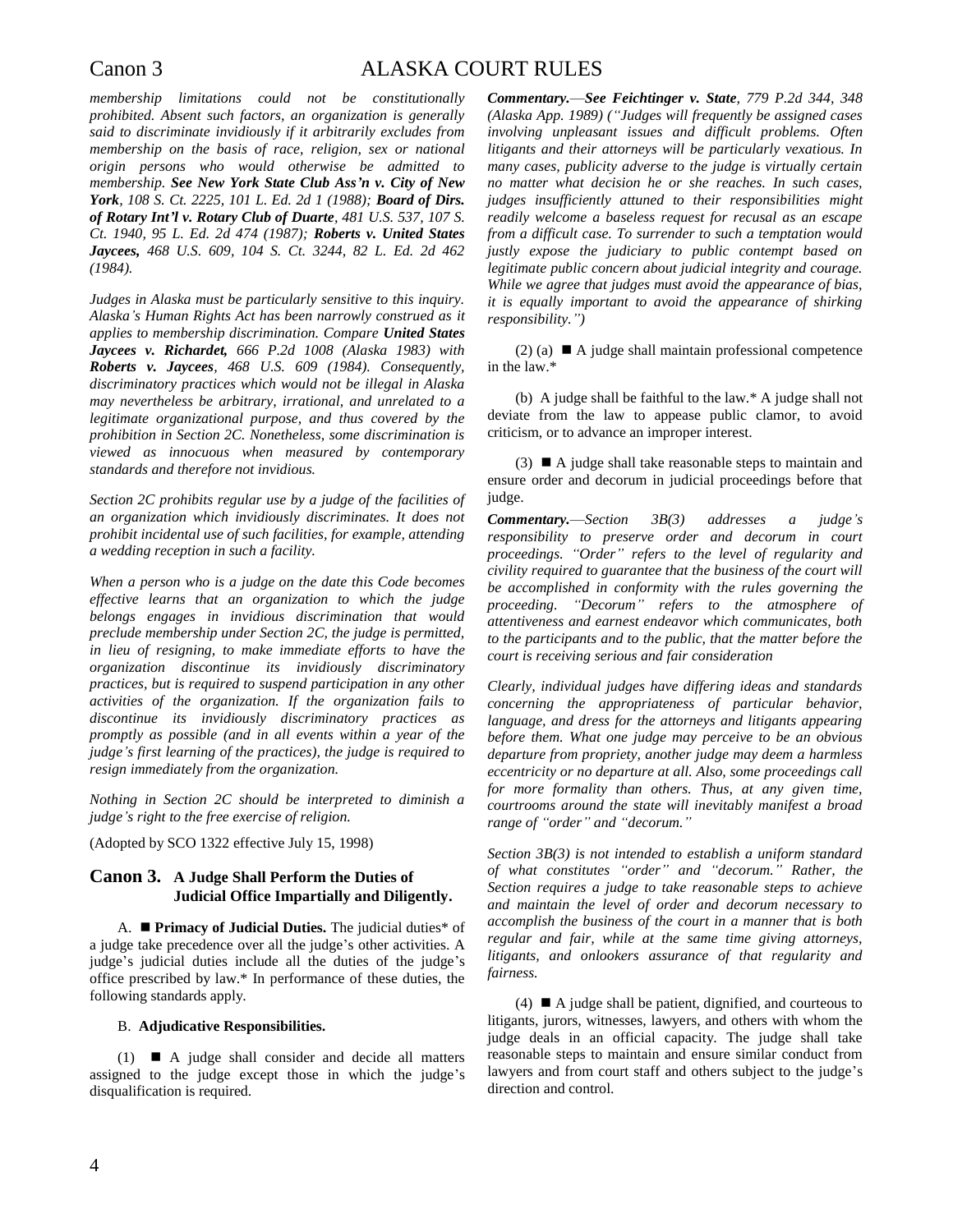*membership limitations could not be constitutionally prohibited. Absent such factors, an organization is generally said to discriminate invidiously if it arbitrarily excludes from membership on the basis of race, religion, sex or national origin persons who would otherwise be admitted to membership. **See New York State Club Ass'n v. City of New York**, 108 S. Ct. 2225, 101 L. Ed. 2d 1 (1988); **Board of Dirs. of Rotary Int'l v. Rotary Club of Duarte**, 481 U.S. 537, 107 S. Ct. 1940, 95 L. Ed. 2d 474 (1987); **Roberts v. United States Jaycees,** 468 U.S. 609, 104 S. Ct. 3244, 82 L. Ed. 2d 462 (1984).*

*Judges in Alaska must be particularly sensitive to this inquiry. Alaska's Human Rights Act has been narrowly construed as it applies to membership discrimination. Compare **United States Jaycees v. Richardet,** 666 P.2d 1008 (Alaska 1983) with **Roberts v. Jaycees**, 468 U.S. 609 (1984). Consequently, discriminatory practices which would not be illegal in Alaska may nevertheless be arbitrary, irrational, and unrelated to a legitimate organizational purpose, and thus covered by the prohibition in Section 2C. Nonetheless, some discrimination is viewed as innocuous when measured by contemporary standards and therefore not invidious.*

*Section 2C prohibits regular use by a judge of the facilities of an organization which invidiously discriminates. It does not prohibit incidental use of such facilities, for example, attending a wedding reception in such a facility.*

*When a person who is a judge on the date this Code becomes effective learns that an organization to which the judge belongs engages in invidious discrimination that would preclude membership under Section 2C, the judge is permitted, in lieu of resigning, to make immediate efforts to have the organization discontinue its invidiously discriminatory practices, but is required to suspend participation in any other activities of the organization. If the organization fails to discontinue its invidiously discriminatory practices as promptly as possible (and in all events within a year of the judge's first learning of the practices), the judge is required to resign immediately from the organization.*

*Nothing in Section 2C should be interpreted to diminish a judge's right to the free exercise of religion.*

(Adopted by SCO 1322 effective July 15, 1998)

## Canon 3. A Judge Shall Perform the Duties of Judicial Office Impartially and Diligently.

A. ■ **Primacy of Judicial Duties.** The judicial duties* of a judge take precedence over all the judge's other activities. A judge's judicial duties include all the duties of the judge's office prescribed by law.* In performance of these duties, the following standards apply.

B. **Adjudicative Responsibilities.**

(1) ■ A judge shall consider and decide all matters assigned to the judge except those in which the judge's disqualification is required.

***Commentary.***—***See Feichtinger v. State**, 779 P.2d 344, 348 (Alaska App. 1989) ("Judges will frequently be assigned cases involving unpleasant issues and difficult problems. Often litigants and their attorneys will be particularly vexatious. In many cases, publicity adverse to the judge is virtually certain no matter what decision he or she reaches. In such cases, judges insufficiently attuned to their responsibilities might readily welcome a baseless request for recusal as an escape from a difficult case. To surrender to such a temptation would justly expose the judiciary to public contempt based on legitimate public concern about judicial integrity and courage. While we agree that judges must avoid the appearance of bias, it is equally important to avoid the appearance of shirking responsibility.")*

(2) (a) ■ A judge shall maintain professional competence in the law.*

(b) A judge shall be faithful to the law.* A judge shall not deviate from the law to appease public clamor, to avoid criticism, or to advance an improper interest.

(3) ■ A judge shall take reasonable steps to maintain and ensure order and decorum in judicial proceedings before that judge.

***Commentary.***—*Section 3B(3) addresses a judge's responsibility to preserve order and decorum in court proceedings. "Order" refers to the level of regularity and civility required to guarantee that the business of the court will be accomplished in conformity with the rules governing the proceeding. "Decorum" refers to the atmosphere of attentiveness and earnest endeavor which communicates, both to the participants and to the public, that the matter before the court is receiving serious and fair consideration*

*Clearly, individual judges have differing ideas and standards concerning the appropriateness of particular behavior, language, and dress for the attorneys and litigants appearing before them. What one judge may perceive to be an obvious departure from propriety, another judge may deem a harmless eccentricity or no departure at all. Also, some proceedings call for more formality than others. Thus, at any given time, courtrooms around the state will inevitably manifest a broad range of "order" and "decorum."*

*Section 3B(3) is not intended to establish a uniform standard of what constitutes "order" and "decorum." Rather, the Section requires a judge to take reasonable steps to achieve and maintain the level of order and decorum necessary to accomplish the business of the court in a manner that is both regular and fair, while at the same time giving attorneys, litigants, and onlookers assurance of that regularity and fairness.*

(4) ■ A judge shall be patient, dignified, and courteous to litigants, jurors, witnesses, lawyers, and others with whom the judge deals in an official capacity. The judge shall take reasonable steps to maintain and ensure similar conduct from lawyers and from court staff and others subject to the judge's direction and control.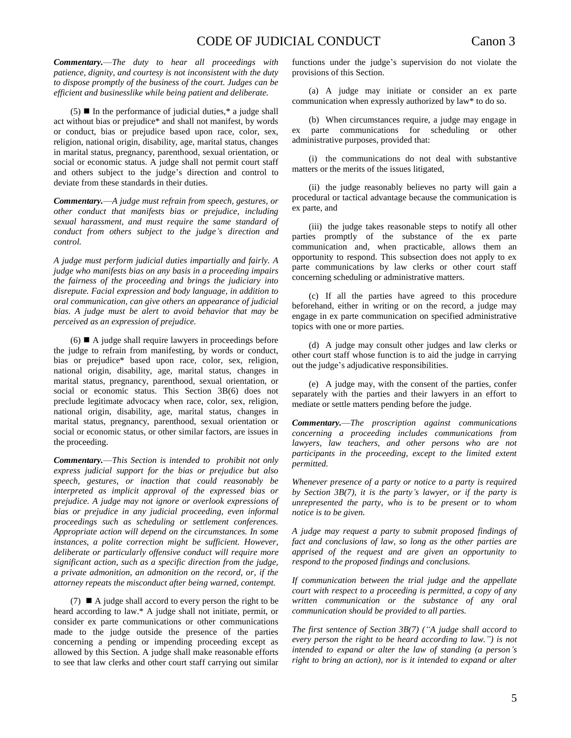*Commentary.*—*The duty to hear all proceedings with patience, dignity, and courtesy is not inconsistent with the duty to dispose promptly of the business of the court. Judges can be efficient and businesslike while being patient and deliberate.*

(5) ■ In the performance of judicial duties,* a judge shall act without bias or prejudice* and shall not manifest, by words or conduct, bias or prejudice based upon race, color, sex, religion, national origin, disability, age, marital status, changes in marital status, pregnancy, parenthood, sexual orientation, or social or economic status. A judge shall not permit court staff and others subject to the judge's direction and control to deviate from these standards in their duties.

*Commentary.*—*A judge must refrain from speech, gestures, or other conduct that manifests bias or prejudice, including sexual harassment, and must require the same standard of conduct from others subject to the judge's direction and control.*

*A judge must perform judicial duties impartially and fairly. A judge who manifests bias on any basis in a proceeding impairs the fairness of the proceeding and brings the judiciary into disrepute. Facial expression and body language, in addition to oral communication, can give others an appearance of judicial bias. A judge must be alert to avoid behavior that may be perceived as an expression of prejudice.*

(6) ■ A judge shall require lawyers in proceedings before the judge to refrain from manifesting, by words or conduct, bias or prejudice* based upon race, color, sex, religion, national origin, disability, age, marital status, changes in marital status, pregnancy, parenthood, sexual orientation, or social or economic status. This Section 3B(6) does not preclude legitimate advocacy when race, color, sex, religion, national origin, disability, age, marital status, changes in marital status, pregnancy, parenthood, sexual orientation or social or economic status, or other similar factors, are issues in the proceeding.

*Commentary.*—*This Section is intended to prohibit not only express judicial support for the bias or prejudice but also speech, gestures, or inaction that could reasonably be interpreted as implicit approval of the expressed bias or prejudice. A judge may not ignore or overlook expressions of bias or prejudice in any judicial proceeding, even informal proceedings such as scheduling or settlement conferences. Appropriate action will depend on the circumstances. In some instances, a polite correction might be sufficient. However, deliberate or particularly offensive conduct will require more significant action, such as a specific direction from the judge, a private admonition, an admonition on the record, or, if the attorney repeats the misconduct after being warned, contempt.*

(7) ■ A judge shall accord to every person the right to be heard according to law.* A judge shall not initiate, permit, or consider ex parte communications or other communications made to the judge outside the presence of the parties concerning a pending or impending proceeding except as allowed by this Section. A judge shall make reasonable efforts to see that law clerks and other court staff carrying out similar functions under the judge's supervision do not violate the provisions of this Section.

(a) A judge may initiate or consider an ex parte communication when expressly authorized by law* to do so.

(b) When circumstances require, a judge may engage in ex parte communications for scheduling or other administrative purposes, provided that:

(i) the communications do not deal with substantive matters or the merits of the issues litigated,

(ii) the judge reasonably believes no party will gain a procedural or tactical advantage because the communication is ex parte, and

(iii) the judge takes reasonable steps to notify all other parties promptly of the substance of the ex parte communication and, when practicable, allows them an opportunity to respond. This subsection does not apply to ex parte communications by law clerks or other court staff concerning scheduling or administrative matters.

(c) If all the parties have agreed to this procedure beforehand, either in writing or on the record, a judge may engage in ex parte communication on specified administrative topics with one or more parties.

(d) A judge may consult other judges and law clerks or other court staff whose function is to aid the judge in carrying out the judge's adjudicative responsibilities.

(e) A judge may, with the consent of the parties, confer separately with the parties and their lawyers in an effort to mediate or settle matters pending before the judge.

*Commentary.*—*The proscription against communications concerning a proceeding includes communications from lawyers, law teachers, and other persons who are not participants in the proceeding, except to the limited extent permitted.*

*Whenever presence of a party or notice to a party is required by Section 3B(7), it is the party's lawyer, or if the party is unrepresented the party, who is to be present or to whom notice is to be given.*

*A judge may request a party to submit proposed findings of fact and conclusions of law, so long as the other parties are apprised of the request and are given an opportunity to respond to the proposed findings and conclusions.*

*If communication between the trial judge and the appellate court with respect to a proceeding is permitted, a copy of any written communication or the substance of any oral communication should be provided to all parties.*

*The first sentence of Section 3B(7) ("A judge shall accord to every person the right to be heard according to law.") is not intended to expand or alter the law of standing (a person's right to bring an action), nor is it intended to expand or alter*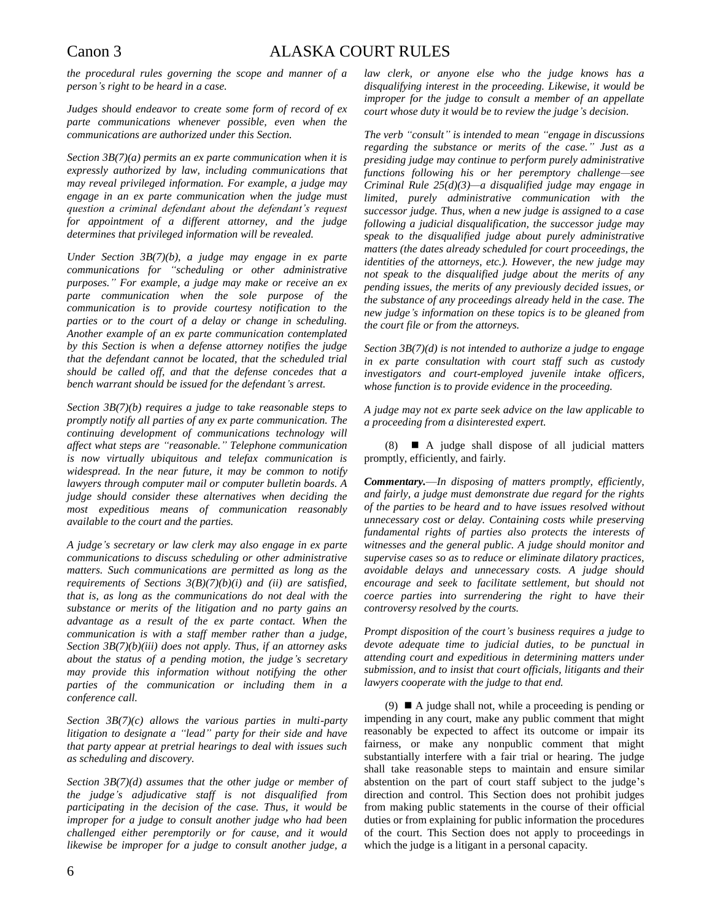*the procedural rules governing the scope and manner of a person's right to be heard in a case.*

*Judges should endeavor to create some form of record of ex parte communications whenever possible, even when the communications are authorized under this Section.*

*Section 3B(7)(a) permits an ex parte communication when it is expressly authorized by law, including communications that may reveal privileged information. For example, a judge may engage in an ex parte communication when the judge must question a criminal defendant about the defendant's request for appointment of a different attorney, and the judge determines that privileged information will be revealed.*

*Under Section 3B(7)(b), a judge may engage in ex parte communications for "scheduling or other administrative purposes." For example, a judge may make or receive an ex parte communication when the sole purpose of the communication is to provide courtesy notification to the parties or to the court of a delay or change in scheduling. Another example of an ex parte communication contemplated by this Section is when a defense attorney notifies the judge that the defendant cannot be located, that the scheduled trial should be called off, and that the defense concedes that a bench warrant should be issued for the defendant's arrest.*

*Section 3B(7)(b) requires a judge to take reasonable steps to promptly notify all parties of any ex parte communication. The continuing development of communications technology will affect what steps are "reasonable." Telephone communication is now virtually ubiquitous and telefax communication is widespread. In the near future, it may be common to notify lawyers through computer mail or computer bulletin boards. A judge should consider these alternatives when deciding the most expeditious means of communication reasonably available to the court and the parties.*

*A judge's secretary or law clerk may also engage in ex parte communications to discuss scheduling or other administrative matters. Such communications are permitted as long as the requirements of Sections 3(B)(7)(b)(i) and (ii) are satisfied, that is, as long as the communications do not deal with the substance or merits of the litigation and no party gains an advantage as a result of the ex parte contact. When the communication is with a staff member rather than a judge, Section 3B(7)(b)(iii) does not apply. Thus, if an attorney asks about the status of a pending motion, the judge's secretary may provide this information without notifying the other parties of the communication or including them in a conference call.*

*Section 3B(7)(c) allows the various parties in multi-party litigation to designate a "lead" party for their side and have that party appear at pretrial hearings to deal with issues such as scheduling and discovery.*

*Section 3B(7)(d) assumes that the other judge or member of the judge's adjudicative staff is not disqualified from participating in the decision of the case. Thus, it would be improper for a judge to consult another judge who had been challenged either peremptorily or for cause, and it would likewise be improper for a judge to consult another judge, a law clerk, or anyone else who the judge knows has a disqualifying interest in the proceeding. Likewise, it would be improper for the judge to consult a member of an appellate court whose duty it would be to review the judge's decision.*

*The verb "consult" is intended to mean "engage in discussions regarding the substance or merits of the case." Just as a presiding judge may continue to perform purely administrative functions following his or her peremptory challenge—see Criminal Rule 25(d)(3)—a disqualified judge may engage in limited, purely administrative communication with the successor judge. Thus, when a new judge is assigned to a case following a judicial disqualification, the successor judge may speak to the disqualified judge about purely administrative matters (the dates already scheduled for court proceedings, the identities of the attorneys, etc.). However, the new judge may not speak to the disqualified judge about the merits of any pending issues, the merits of any previously decided issues, or the substance of any proceedings already held in the case. The new judge's information on these topics is to be gleaned from the court file or from the attorneys.*

*Section 3B(7)(d) is not intended to authorize a judge to engage in ex parte consultation with court staff such as custody investigators and court-employed juvenile intake officers, whose function is to provide evidence in the proceeding.*

*A judge may not ex parte seek advice on the law applicable to a proceeding from a disinterested expert.*

(8) ■ A judge shall dispose of all judicial matters promptly, efficiently, and fairly.

***Commentary.***—*In disposing of matters promptly, efficiently, and fairly, a judge must demonstrate due regard for the rights of the parties to be heard and to have issues resolved without unnecessary cost or delay. Containing costs while preserving fundamental rights of parties also protects the interests of witnesses and the general public. A judge should monitor and supervise cases so as to reduce or eliminate dilatory practices, avoidable delays and unnecessary costs. A judge should encourage and seek to facilitate settlement, but should not coerce parties into surrendering the right to have their controversy resolved by the courts.*

*Prompt disposition of the court's business requires a judge to devote adequate time to judicial duties, to be punctual in attending court and expeditious in determining matters under submission, and to insist that court officials, litigants and their lawyers cooperate with the judge to that end.*

(9) ■ A judge shall not, while a proceeding is pending or impending in any court, make any public comment that might reasonably be expected to affect its outcome or impair its fairness, or make any nonpublic comment that might substantially interfere with a fair trial or hearing. The judge shall take reasonable steps to maintain and ensure similar abstention on the part of court staff subject to the judge's direction and control. This Section does not prohibit judges from making public statements in the course of their official duties or from explaining for public information the procedures of the court. This Section does not apply to proceedings in which the judge is a litigant in a personal capacity.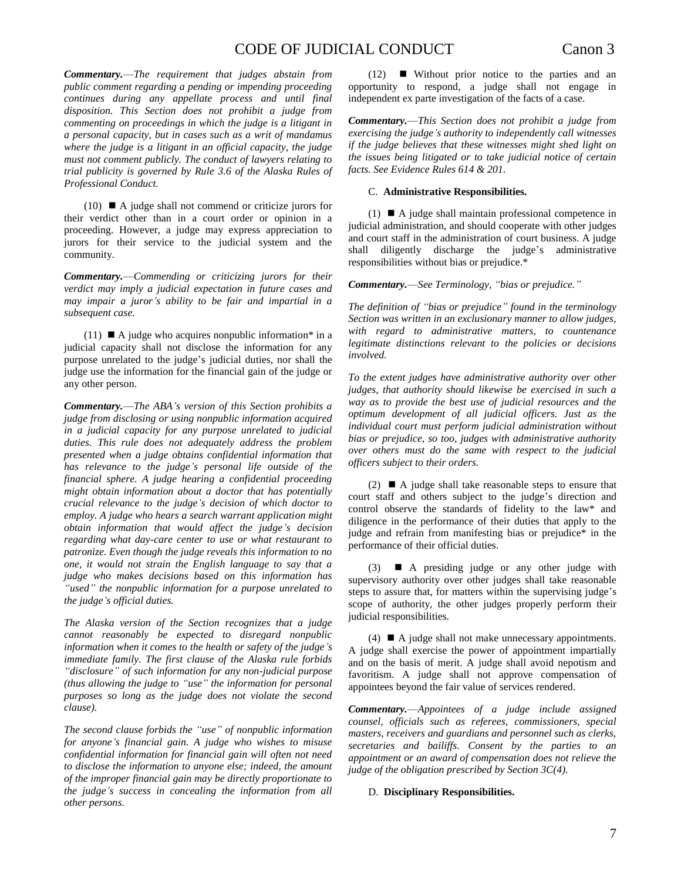***Commentary.***—*The requirement that judges abstain from public comment regarding a pending or impending proceeding continues during any appellate process and until final disposition. This Section does not prohibit a judge from commenting on proceedings in which the judge is a litigant in a personal capacity, but in cases such as a writ of mandamus where the judge is a litigant in an official capacity, the judge must not comment publicly. The conduct of lawyers relating to trial publicity is governed by Rule 3.6 of the Alaska Rules of Professional Conduct.*

(10) ■ A judge shall not commend or criticize jurors for their verdict other than in a court order or opinion in a proceeding. However, a judge may express appreciation to jurors for their service to the judicial system and the community.

***Commentary.***—*Commending or criticizing jurors for their verdict may imply a judicial expectation in future cases and may impair a juror's ability to be fair and impartial in a subsequent case.*

(11) ■ A judge who acquires nonpublic information* in a judicial capacity shall not disclose the information for any purpose unrelated to the judge's judicial duties, nor shall the judge use the information for the financial gain of the judge or any other person.

***Commentary.***—*The ABA's version of this Section prohibits a judge from disclosing or using nonpublic information acquired in a judicial capacity for any purpose unrelated to judicial duties. This rule does not adequately address the problem presented when a judge obtains confidential information that has relevance to the judge's personal life outside of the financial sphere. A judge hearing a confidential proceeding might obtain information about a doctor that has potentially crucial relevance to the judge's decision of which doctor to employ. A judge who hears a search warrant application might obtain information that would affect the judge's decision regarding what day-care center to use or what restaurant to patronize. Even though the judge reveals this information to no one, it would not strain the English language to say that a judge who makes decisions based on this information has "used" the nonpublic information for a purpose unrelated to the judge's official duties.*

*The Alaska version of the Section recognizes that a judge cannot reasonably be expected to disregard nonpublic information when it comes to the health or safety of the judge's immediate family. The first clause of the Alaska rule forbids "disclosure" of such information for any non-judicial purpose (thus allowing the judge to "use" the information for personal purposes so long as the judge does not violate the second clause).*

*The second clause forbids the "use" of nonpublic information for anyone's financial gain. A judge who wishes to misuse confidential information for financial gain will often not need to disclose the information to anyone else; indeed, the amount of the improper financial gain may be directly proportionate to the judge's success in concealing the information from all other persons.*

(12) ■ Without prior notice to the parties and an opportunity to respond, a judge shall not engage in independent ex parte investigation of the facts of a case.

***Commentary.***—*This Section does not prohibit a judge from exercising the judge's authority to independently call witnesses if the judge believes that these witnesses might shed light on the issues being litigated or to take judicial notice of certain facts. See Evidence Rules 614 & 201.*

C. **Administrative Responsibilities.**

(1) ■ A judge shall maintain professional competence in judicial administration, and should cooperate with other judges and court staff in the administration of court business. A judge shall diligently discharge the judge's administrative responsibilities without bias or prejudice.*

***Commentary.***—*See Terminology, "bias or prejudice."*

*The definition of "bias or prejudice" found in the terminology Section was written in an exclusionary manner to allow judges, with regard to administrative matters, to countenance legitimate distinctions relevant to the policies or decisions involved.*

*To the extent judges have administrative authority over other judges, that authority should likewise be exercised in such a way as to provide the best use of judicial resources and the optimum development of all judicial officers. Just as the individual court must perform judicial administration without bias or prejudice, so too, judges with administrative authority over others must do the same with respect to the judicial officers subject to their orders.*

(2) ■ A judge shall take reasonable steps to ensure that court staff and others subject to the judge's direction and control observe the standards of fidelity to the law* and diligence in the performance of their duties that apply to the judge and refrain from manifesting bias or prejudice* in the performance of their official duties.

(3) ■ A presiding judge or any other judge with supervisory authority over other judges shall take reasonable steps to assure that, for matters within the supervising judge's scope of authority, the other judges properly perform their judicial responsibilities.

(4) ■ A judge shall not make unnecessary appointments. A judge shall exercise the power of appointment impartially and on the basis of merit. A judge shall avoid nepotism and favoritism. A judge shall not approve compensation of appointees beyond the fair value of services rendered.

***Commentary.***—*Appointees of a judge include assigned counsel, officials such as referees, commissioners, special masters, receivers and guardians and personnel such as clerks, secretaries and bailiffs. Consent by the parties to an appointment or an award of compensation does not relieve the judge of the obligation prescribed by Section 3C(4).*

D. **Disciplinary Responsibilities.**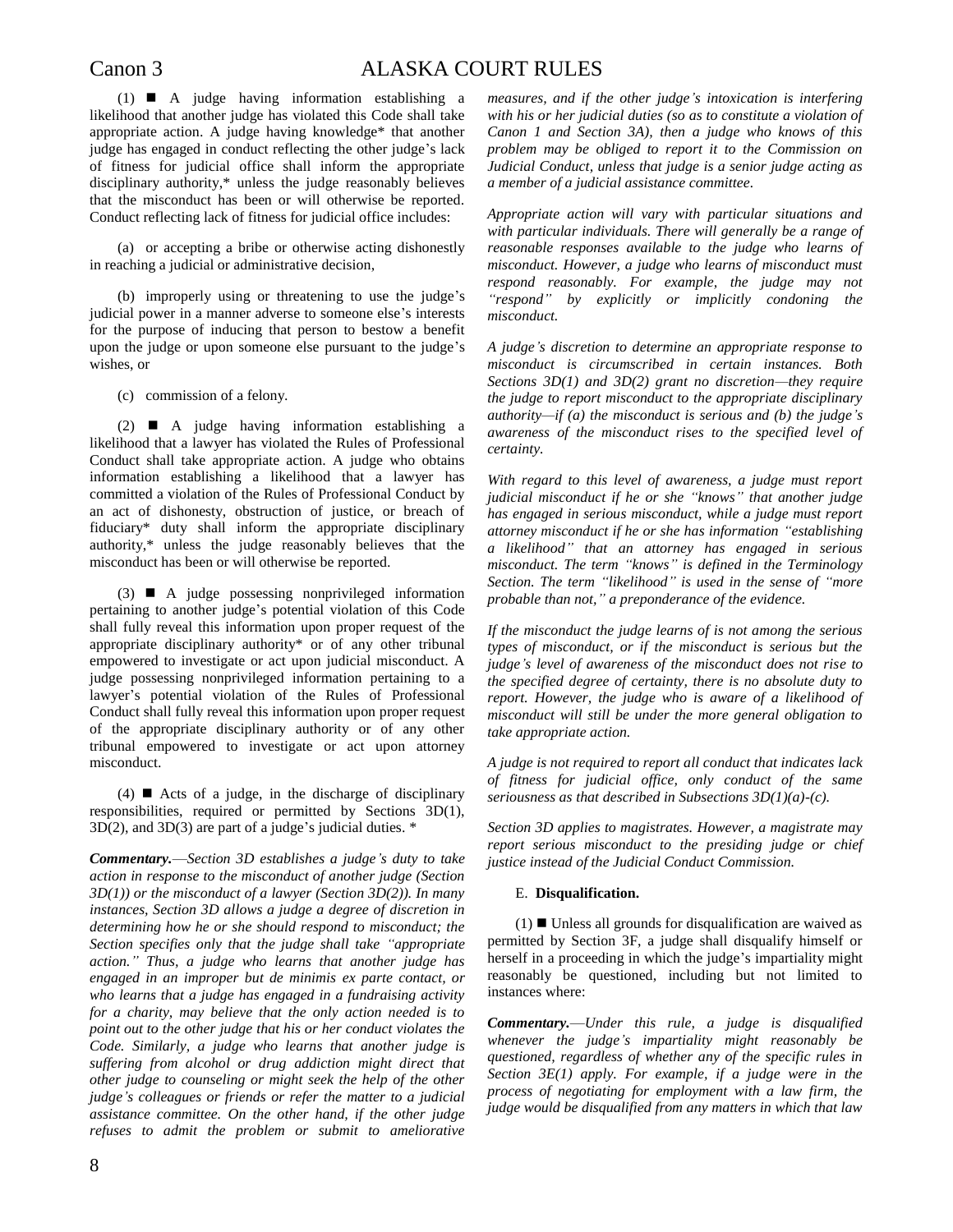(1) ■ A judge having information establishing a likelihood that another judge has violated this Code shall take appropriate action. A judge having knowledge* that another judge has engaged in conduct reflecting the other judge's lack of fitness for judicial office shall inform the appropriate disciplinary authority,* unless the judge reasonably believes that the misconduct has been or will otherwise be reported. Conduct reflecting lack of fitness for judicial office includes:

(a) or accepting a bribe or otherwise acting dishonestly in reaching a judicial or administrative decision,

(b) improperly using or threatening to use the judge's judicial power in a manner adverse to someone else's interests for the purpose of inducing that person to bestow a benefit upon the judge or upon someone else pursuant to the judge's wishes, or

(c) commission of a felony.

(2) ■ A judge having information establishing a likelihood that a lawyer has violated the Rules of Professional Conduct shall take appropriate action. A judge who obtains information establishing a likelihood that a lawyer has committed a violation of the Rules of Professional Conduct by an act of dishonesty, obstruction of justice, or breach of fiduciary* duty shall inform the appropriate disciplinary authority,* unless the judge reasonably believes that the misconduct has been or will otherwise be reported.

(3) ■ A judge possessing nonprivileged information pertaining to another judge's potential violation of this Code shall fully reveal this information upon proper request of the appropriate disciplinary authority* or of any other tribunal empowered to investigate or act upon judicial misconduct. A judge possessing nonprivileged information pertaining to a lawyer's potential violation of the Rules of Professional Conduct shall fully reveal this information upon proper request of the appropriate disciplinary authority or of any other tribunal empowered to investigate or act upon attorney misconduct.

(4) ■ Acts of a judge, in the discharge of disciplinary responsibilities, required or permitted by Sections 3D(1), 3D(2), and 3D(3) are part of a judge's judicial duties. *

***Commentary.****—Section 3D establishes a judge's duty to take action in response to the misconduct of another judge (Section 3D(1)) or the misconduct of a lawyer (Section 3D(2)). In many instances, Section 3D allows a judge a degree of discretion in determining how he or she should respond to misconduct; the Section specifies only that the judge shall take "appropriate action." Thus, a judge who learns that another judge has engaged in an improper but de minimis ex parte contact, or who learns that a judge has engaged in a fundraising activity for a charity, may believe that the only action needed is to point out to the other judge that his or her conduct violates the Code. Similarly, a judge who learns that another judge is suffering from alcohol or drug addiction might direct that other judge to counseling or might seek the help of the other judge's colleagues or friends or refer the matter to a judicial assistance committee. On the other hand, if the other judge refuses to admit the problem or submit to ameliorative measures, and if the other judge's intoxication is interfering with his or her judicial duties (so as to constitute a violation of Canon 1 and Section 3A), then a judge who knows of this problem may be obliged to report it to the Commission on Judicial Conduct, unless that judge is a senior judge acting as a member of a judicial assistance committee.*

*Appropriate action will vary with particular situations and with particular individuals. There will generally be a range of reasonable responses available to the judge who learns of misconduct. However, a judge who learns of misconduct must respond reasonably. For example, the judge may not "respond" by explicitly or implicitly condoning the misconduct.*

*A judge's discretion to determine an appropriate response to misconduct is circumscribed in certain instances. Both Sections 3D(1) and 3D(2) grant no discretion—they require the judge to report misconduct to the appropriate disciplinary authority—if (a) the misconduct is serious and (b) the judge's awareness of the misconduct rises to the specified level of certainty.*

*With regard to this level of awareness, a judge must report judicial misconduct if he or she "knows" that another judge has engaged in serious misconduct, while a judge must report attorney misconduct if he or she has information "establishing a likelihood" that an attorney has engaged in serious misconduct. The term "knows" is defined in the Terminology Section. The term "likelihood" is used in the sense of "more probable than not," a preponderance of the evidence.*

*If the misconduct the judge learns of is not among the serious types of misconduct, or if the misconduct is serious but the judge's level of awareness of the misconduct does not rise to the specified degree of certainty, there is no absolute duty to report. However, the judge who is aware of a likelihood of misconduct will still be under the more general obligation to take appropriate action.*

*A judge is not required to report all conduct that indicates lack of fitness for judicial office, only conduct of the same seriousness as that described in Subsections 3D(1)(a)-(c).*

*Section 3D applies to magistrates. However, a magistrate may report serious misconduct to the presiding judge or chief justice instead of the Judicial Conduct Commission.*

E. **Disqualification.**

(1) ■ Unless all grounds for disqualification are waived as permitted by Section 3F, a judge shall disqualify himself or herself in a proceeding in which the judge's impartiality might reasonably be questioned, including but not limited to instances where:

***Commentary.****—Under this rule, a judge is disqualified whenever the judge's impartiality might reasonably be questioned, regardless of whether any of the specific rules in Section 3E(1) apply. For example, if a judge were in the process of negotiating for employment with a law firm, the judge would be disqualified from any matters in which that law*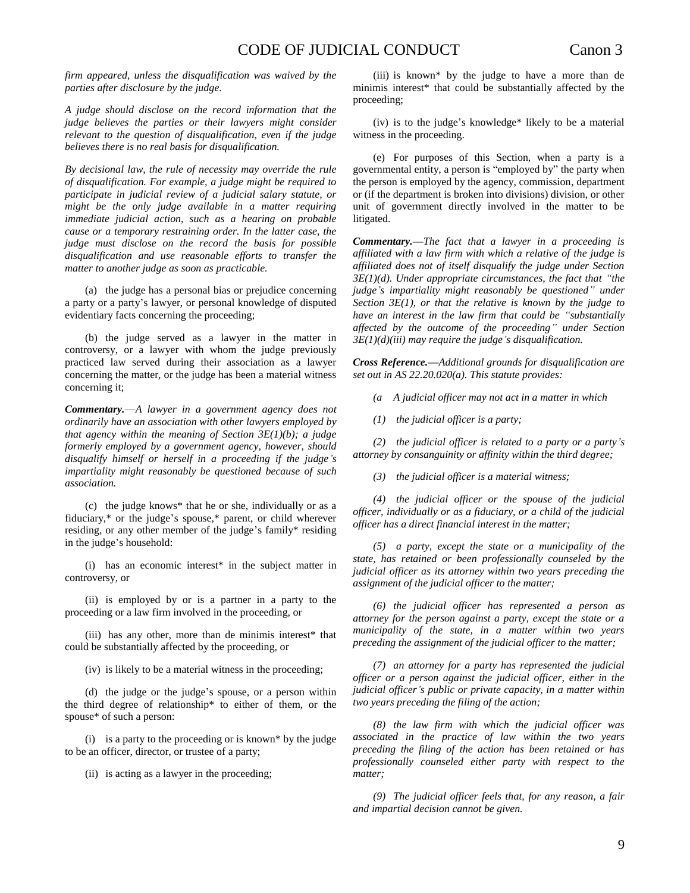*firm appeared, unless the disqualification was waived by the parties after disclosure by the judge.*

*A judge should disclose on the record information that the judge believes the parties or their lawyers might consider relevant to the question of disqualification, even if the judge believes there is no real basis for disqualification.*

*By decisional law, the rule of necessity may override the rule of disqualification. For example, a judge might be required to participate in judicial review of a judicial salary statute, or might be the only judge available in a matter requiring immediate judicial action, such as a hearing on probable cause or a temporary restraining order. In the latter case, the judge must disclose on the record the basis for possible disqualification and use reasonable efforts to transfer the matter to another judge as soon as practicable.*

(a) the judge has a personal bias or prejudice concerning a party or a party's lawyer, or personal knowledge of disputed evidentiary facts concerning the proceeding;

(b) the judge served as a lawyer in the matter in controversy, or a lawyer with whom the judge previously practiced law served during their association as a lawyer concerning the matter, or the judge has been a material witness concerning it;

***Commentary.***—*A lawyer in a government agency does not ordinarily have an association with other lawyers employed by that agency within the meaning of Section 3E(1)(b); a judge formerly employed by a government agency, however, should disqualify himself or herself in a proceeding if the judge's impartiality might reasonably be questioned because of such association.*

(c) the judge knows* that he or she, individually or as a fiduciary,* or the judge's spouse,* parent, or child wherever residing, or any other member of the judge's family* residing in the judge's household:

(i) has an economic interest* in the subject matter in controversy, or

(ii) is employed by or is a partner in a party to the proceeding or a law firm involved in the proceeding, or

(iii) has any other, more than de minimis interest* that could be substantially affected by the proceeding, or

(iv) is likely to be a material witness in the proceeding;

(d) the judge or the judge's spouse, or a person within the third degree of relationship* to either of them, or the spouse* of such a person:

(i) is a party to the proceeding or is known* by the judge to be an officer, director, or trustee of a party;

(ii) is acting as a lawyer in the proceeding;

(iii) is known* by the judge to have a more than de minimis interest* that could be substantially affected by the proceeding;

(iv) is to the judge's knowledge* likely to be a material witness in the proceeding.

(e) For purposes of this Section, when a party is a governmental entity, a person is "employed by" the party when the person is employed by the agency, commission, department or (if the department is broken into divisions) division, or other unit of government directly involved in the matter to be litigated.

***Commentary.***—*The fact that a lawyer in a proceeding is affiliated with a law firm with which a relative of the judge is affiliated does not of itself disqualify the judge under Section 3E(1)(d). Under appropriate circumstances, the fact that "the judge's impartiality might reasonably be questioned" under Section 3E(1), or that the relative is known by the judge to have an interest in the law firm that could be "substantially affected by the outcome of the proceeding" under Section 3E(1)(d)(iii) may require the judge's disqualification.*

***Cross Reference.***—*Additional grounds for disqualification are set out in AS 22.20.020(a). This statute provides:*

*(a A judicial officer may not act in a matter in which*

*(1) the judicial officer is a party;*

*(2) the judicial officer is related to a party or a party's attorney by consanguinity or affinity within the third degree;*

*(3) the judicial officer is a material witness;*

*(4) the judicial officer or the spouse of the judicial officer, individually or as a fiduciary, or a child of the judicial officer has a direct financial interest in the matter;*

*(5) a party, except the state or a municipality of the state, has retained or been professionally counseled by the judicial officer as its attorney within two years preceding the assignment of the judicial officer to the matter;*

*(6) the judicial officer has represented a person as attorney for the person against a party, except the state or a municipality of the state, in a matter within two years preceding the assignment of the judicial officer to the matter;*

*(7) an attorney for a party has represented the judicial officer or a person against the judicial officer, either in the judicial officer's public or private capacity, in a matter within two years preceding the filing of the action;*

*(8) the law firm with which the judicial officer was associated in the practice of law within the two years preceding the filing of the action has been retained or has professionally counseled either party with respect to the matter;*

*(9) The judicial officer feels that, for any reason, a fair and impartial decision cannot be given.*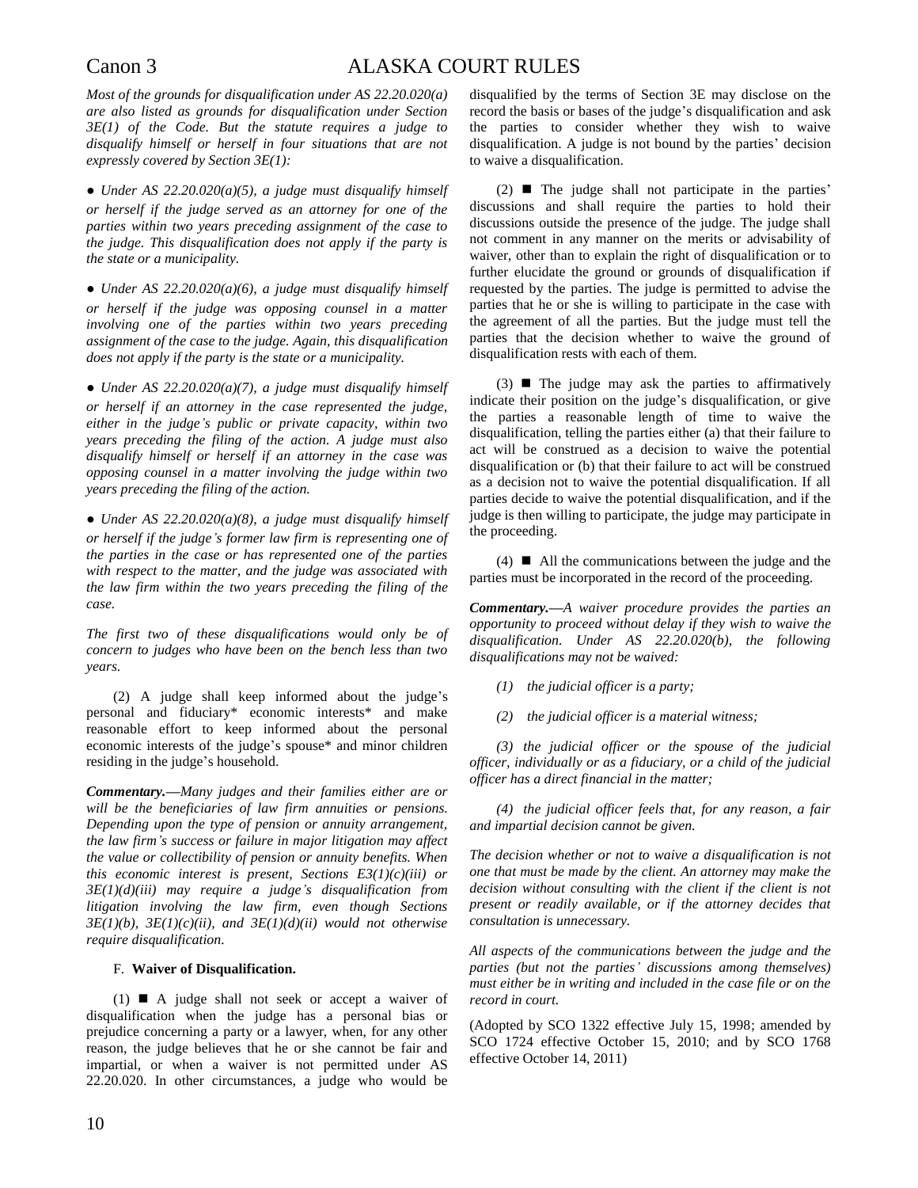*Most of the grounds for disqualification under AS 22.20.020(a) are also listed as grounds for disqualification under Section 3E(1) of the Code. But the statute requires a judge to disqualify himself or herself in four situations that are not expressly covered by Section 3E(1):*

- *Under AS 22.20.020(a)(5), a judge must disqualify himself or herself if the judge served as an attorney for one of the parties within two years preceding assignment of the case to the judge. This disqualification does not apply if the party is the state or a municipality.*

- *Under AS 22.20.020(a)(6), a judge must disqualify himself or herself if the judge was opposing counsel in a matter involving one of the parties within two years preceding assignment of the case to the judge. Again, this disqualification does not apply if the party is the state or a municipality.*

- *Under AS 22.20.020(a)(7), a judge must disqualify himself or herself if an attorney in the case represented the judge, either in the judge's public or private capacity, within two years preceding the filing of the action. A judge must also disqualify himself or herself if an attorney in the case was opposing counsel in a matter involving the judge within two years preceding the filing of the action.*

- *Under AS 22.20.020(a)(8), a judge must disqualify himself or herself if the judge's former law firm is representing one of the parties in the case or has represented one of the parties with respect to the matter, and the judge was associated with the law firm within the two years preceding the filing of the case.*

*The first two of these disqualifications would only be of concern to judges who have been on the bench less than two years.*

(2) A judge shall keep informed about the judge's personal and fiduciary* economic interests* and make reasonable effort to keep informed about the personal economic interests of the judge's spouse* and minor children residing in the judge's household.

***Commentary.****—Many judges and their families either are or will be the beneficiaries of law firm annuities or pensions. Depending upon the type of pension or annuity arrangement, the law firm's success or failure in major litigation may affect the value or collectibility of pension or annuity benefits. When this economic interest is present, Sections E3(1)(c)(iii) or 3E(1)(d)(iii) may require a judge's disqualification from litigation involving the law firm, even though Sections 3E(1)(b), 3E(1)(c)(ii), and 3E(1)(d)(ii) would not otherwise require disqualification.*

F. **Waiver of Disqualification.**

(1) ■ A judge shall not seek or accept a waiver of disqualification when the judge has a personal bias or prejudice concerning a party or a lawyer, when, for any other reason, the judge believes that he or she cannot be fair and impartial, or when a waiver is not permitted under AS 22.20.020. In other circumstances, a judge who would be disqualified by the terms of Section 3E may disclose on the record the basis or bases of the judge's disqualification and ask the parties to consider whether they wish to waive disqualification. A judge is not bound by the parties' decision to waive a disqualification.

(2) ■ The judge shall not participate in the parties' discussions and shall require the parties to hold their discussions outside the presence of the judge. The judge shall not comment in any manner on the merits or advisability of waiver, other than to explain the right of disqualification or to further elucidate the ground or grounds of disqualification if requested by the parties. The judge is permitted to advise the parties that he or she is willing to participate in the case with the agreement of all the parties. But the judge must tell the parties that the decision whether to waive the ground of disqualification rests with each of them.

(3) ■ The judge may ask the parties to affirmatively indicate their position on the judge's disqualification, or give the parties a reasonable length of time to waive the disqualification, telling the parties either (a) that their failure to act will be construed as a decision to waive the potential disqualification or (b) that their failure to act will be construed as a decision not to waive the potential disqualification. If all parties decide to waive the potential disqualification, and if the judge is then willing to participate, the judge may participate in the proceeding.

(4) ■ All the communications between the judge and the parties must be incorporated in the record of the proceeding.

***Commentary.****—A waiver procedure provides the parties an opportunity to proceed without delay if they wish to waive the disqualification. Under AS 22.20.020(b), the following disqualifications may not be waived:*

*(1) the judicial officer is a party;*

*(2) the judicial officer is a material witness;*

*(3) the judicial officer or the spouse of the judicial officer, individually or as a fiduciary, or a child of the judicial officer has a direct financial in the matter;*

*(4) the judicial officer feels that, for any reason, a fair and impartial decision cannot be given.*

*The decision whether or not to waive a disqualification is not one that must be made by the client. An attorney may make the decision without consulting with the client if the client is not present or readily available, or if the attorney decides that consultation is unnecessary.*

*All aspects of the communications between the judge and the parties (but not the parties' discussions among themselves) must either be in writing and included in the case file or on the record in court.*

(Adopted by SCO 1322 effective July 15, 1998; amended by SCO 1724 effective October 15, 2010; and by SCO 1768 effective October 14, 2011)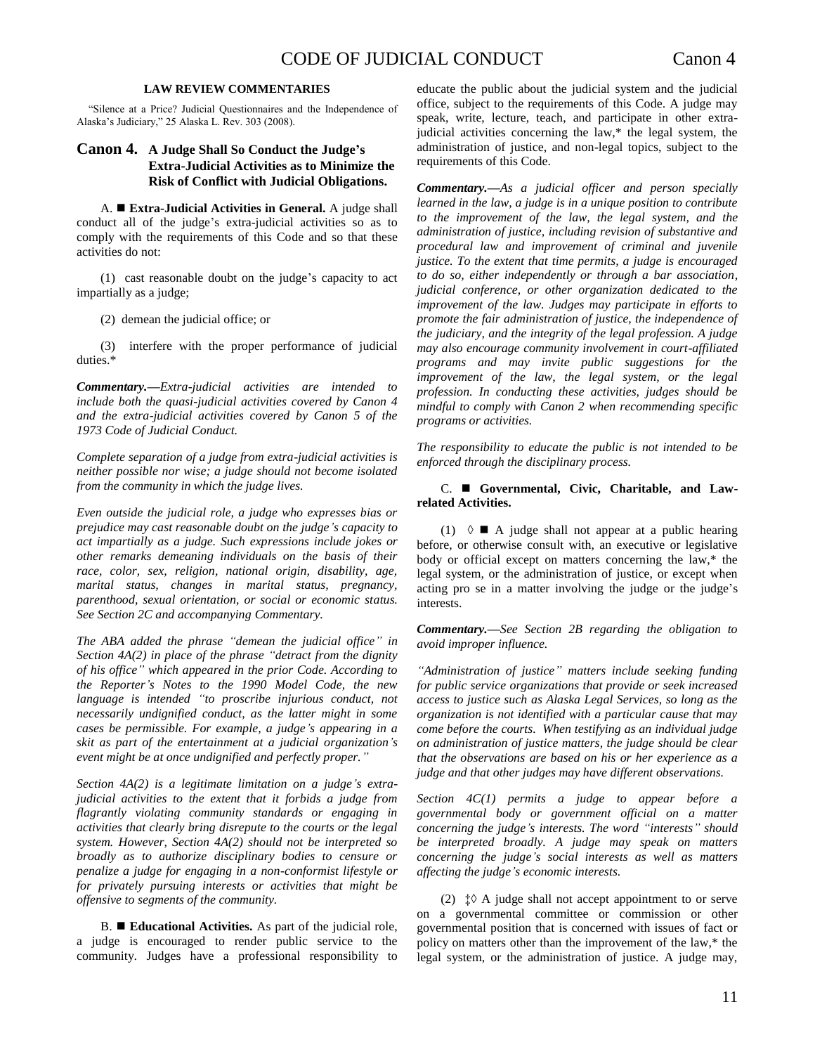#### LAW REVIEW COMMENTARIES

"Silence at a Price? Judicial Questionnaires and the Independence of Alaska's Judiciary," 25 Alaska L. Rev. 303 (2008).

## Canon 4. A Judge Shall So Conduct the Judge's Extra-Judicial Activities as to Minimize the Risk of Conflict with Judicial Obligations.

A. ■ **Extra-Judicial Activities in General.** A judge shall conduct all of the judge's extra-judicial activities so as to comply with the requirements of this Code and so that these activities do not:

(1) cast reasonable doubt on the judge's capacity to act impartially as a judge;

(2) demean the judicial office; or

(3) interfere with the proper performance of judicial duties.*

***Commentary.—****Extra-judicial activities are intended to include both the quasi-judicial activities covered by Canon 4 and the extra-judicial activities covered by Canon 5 of the 1973 Code of Judicial Conduct.*

*Complete separation of a judge from extra-judicial activities is neither possible nor wise; a judge should not become isolated from the community in which the judge lives.*

*Even outside the judicial role, a judge who expresses bias or prejudice may cast reasonable doubt on the judge's capacity to act impartially as a judge. Such expressions include jokes or other remarks demeaning individuals on the basis of their race, color, sex, religion, national origin, disability, age, marital status, changes in marital status, pregnancy, parenthood, sexual orientation, or social or economic status. See Section 2C and accompanying Commentary.*

*The ABA added the phrase "demean the judicial office" in Section 4A(2) in place of the phrase "detract from the dignity of his office" which appeared in the prior Code. According to the Reporter's Notes to the 1990 Model Code, the new language is intended "to proscribe injurious conduct, not necessarily undignified conduct, as the latter might in some cases be permissible. For example, a judge's appearing in a skit as part of the entertainment at a judicial organization's event might be at once undignified and perfectly proper."*

*Section 4A(2) is a legitimate limitation on a judge's extra-judicial activities to the extent that it forbids a judge from flagrantly violating community standards or engaging in activities that clearly bring disrepute to the courts or the legal system. However, Section 4A(2) should not be interpreted so broadly as to authorize disciplinary bodies to censure or penalize a judge for engaging in a non-conformist lifestyle or for privately pursuing interests or activities that might be offensive to segments of the community.*

B. ■ **Educational Activities.** As part of the judicial role, a judge is encouraged to render public service to the community. Judges have a professional responsibility to educate the public about the judicial system and the judicial office, subject to the requirements of this Code. A judge may speak, write, lecture, teach, and participate in other extra-judicial activities concerning the law,* the legal system, the administration of justice, and non-legal topics, subject to the requirements of this Code.

***Commentary.—****As a judicial officer and person specially learned in the law, a judge is in a unique position to contribute to the improvement of the law, the legal system, and the administration of justice, including revision of substantive and procedural law and improvement of criminal and juvenile justice. To the extent that time permits, a judge is encouraged to do so, either independently or through a bar association, judicial conference, or other organization dedicated to the improvement of the law. Judges may participate in efforts to promote the fair administration of justice, the independence of the judiciary, and the integrity of the legal profession. A judge may also encourage community involvement in court-affiliated programs and may invite public suggestions for the improvement of the law, the legal system, or the legal profession. In conducting these activities, judges should be mindful to comply with Canon 2 when recommending specific programs or activities.*

*The responsibility to educate the public is not intended to be enforced through the disciplinary process.*

C. ■ **Governmental, Civic, Charitable, and Law-related Activities.**

(1) ◊ ■ A judge shall not appear at a public hearing before, or otherwise consult with, an executive or legislative body or official except on matters concerning the law,* the legal system, or the administration of justice, or except when acting pro se in a matter involving the judge or the judge's interests.

***Commentary.—****See Section 2B regarding the obligation to avoid improper influence.*

*"Administration of justice" matters include seeking funding for public service organizations that provide or seek increased access to justice such as Alaska Legal Services, so long as the organization is not identified with a particular cause that may come before the courts. When testifying as an individual judge on administration of justice matters, the judge should be clear that the observations are based on his or her experience as a judge and that other judges may have different observations.*

*Section 4C(1) permits a judge to appear before a governmental body or government official on a matter concerning the judge's interests. The word "interests" should be interpreted broadly. A judge may speak on matters concerning the judge's social interests as well as matters affecting the judge's economic interests.*

(2) ‡◊ A judge shall not accept appointment to or serve on a governmental committee or commission or other governmental position that is concerned with issues of fact or policy on matters other than the improvement of the law,* the legal system, or the administration of justice. A judge may,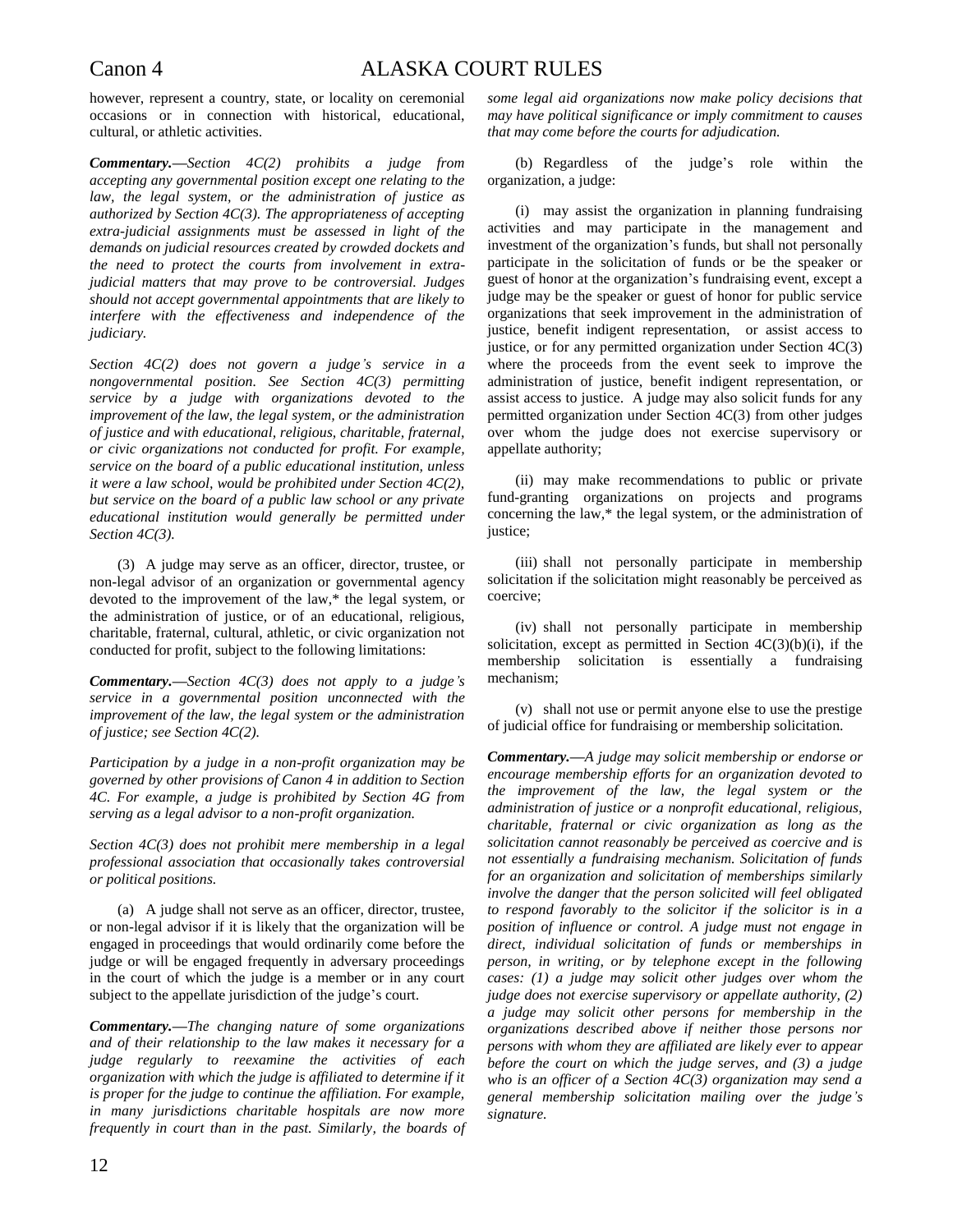however, represent a country, state, or locality on ceremonial occasions or in connection with historical, educational, cultural, or athletic activities.

***Commentary.***—*Section 4C(2) prohibits a judge from accepting any governmental position except one relating to the law, the legal system, or the administration of justice as authorized by Section 4C(3). The appropriateness of accepting extra-judicial assignments must be assessed in light of the demands on judicial resources created by crowded dockets and the need to protect the courts from involvement in extra-judicial matters that may prove to be controversial. Judges should not accept governmental appointments that are likely to interfere with the effectiveness and independence of the judiciary.*

*Section 4C(2) does not govern a judge's service in a nongovernmental position. See Section 4C(3) permitting service by a judge with organizations devoted to the improvement of the law, the legal system, or the administration of justice and with educational, religious, charitable, fraternal, or civic organizations not conducted for profit. For example, service on the board of a public educational institution, unless it were a law school, would be prohibited under Section 4C(2), but service on the board of a public law school or any private educational institution would generally be permitted under Section 4C(3).*

(3) A judge may serve as an officer, director, trustee, or non-legal advisor of an organization or governmental agency devoted to the improvement of the law,* the legal system, or the administration of justice, or of an educational, religious, charitable, fraternal, cultural, athletic, or civic organization not conducted for profit, subject to the following limitations:

***Commentary.***—*Section 4C(3) does not apply to a judge's service in a governmental position unconnected with the improvement of the law, the legal system or the administration of justice; see Section 4C(2).*

*Participation by a judge in a non-profit organization may be governed by other provisions of Canon 4 in addition to Section 4C. For example, a judge is prohibited by Section 4G from serving as a legal advisor to a non-profit organization.*

*Section 4C(3) does not prohibit mere membership in a legal professional association that occasionally takes controversial or political positions.*

(a) A judge shall not serve as an officer, director, trustee, or non-legal advisor if it is likely that the organization will be engaged in proceedings that would ordinarily come before the judge or will be engaged frequently in adversary proceedings in the court of which the judge is a member or in any court subject to the appellate jurisdiction of the judge's court.

***Commentary.***—*The changing nature of some organizations and of their relationship to the law makes it necessary for a judge regularly to reexamine the activities of each organization with which the judge is affiliated to determine if it is proper for the judge to continue the affiliation. For example, in many jurisdictions charitable hospitals are now more frequently in court than in the past. Similarly, the boards of some legal aid organizations now make policy decisions that may have political significance or imply commitment to causes that may come before the courts for adjudication.*

(b) Regardless of the judge's role within the organization, a judge:

(i) may assist the organization in planning fundraising activities and may participate in the management and investment of the organization's funds, but shall not personally participate in the solicitation of funds or be the speaker or guest of honor at the organization's fundraising event, except a judge may be the speaker or guest of honor for public service organizations that seek improvement in the administration of justice, benefit indigent representation, or assist access to justice, or for any permitted organization under Section 4C(3) where the proceeds from the event seek to improve the administration of justice, benefit indigent representation, or assist access to justice. A judge may also solicit funds for any permitted organization under Section 4C(3) from other judges over whom the judge does not exercise supervisory or appellate authority;

(ii) may make recommendations to public or private fund-granting organizations on projects and programs concerning the law,* the legal system, or the administration of justice;

(iii) shall not personally participate in membership solicitation if the solicitation might reasonably be perceived as coercive;

(iv) shall not personally participate in membership solicitation, except as permitted in Section 4C(3)(b)(i), if the membership solicitation is essentially a fundraising mechanism;

(v) shall not use or permit anyone else to use the prestige of judicial office for fundraising or membership solicitation.

***Commentary.***—*A judge may solicit membership or endorse or encourage membership efforts for an organization devoted to the improvement of the law, the legal system or the administration of justice or a nonprofit educational, religious, charitable, fraternal or civic organization as long as the solicitation cannot reasonably be perceived as coercive and is not essentially a fundraising mechanism. Solicitation of funds for an organization and solicitation of memberships similarly involve the danger that the person solicited will feel obligated to respond favorably to the solicitor if the solicitor is in a position of influence or control. A judge must not engage in direct, individual solicitation of funds or memberships in person, in writing, or by telephone except in the following cases: (1) a judge may solicit other judges over whom the judge does not exercise supervisory or appellate authority, (2) a judge may solicit other persons for membership in the organizations described above if neither those persons nor persons with whom they are affiliated are likely ever to appear before the court on which the judge serves, and (3) a judge who is an officer of a Section 4C(3) organization may send a general membership solicitation mailing over the judge's signature.*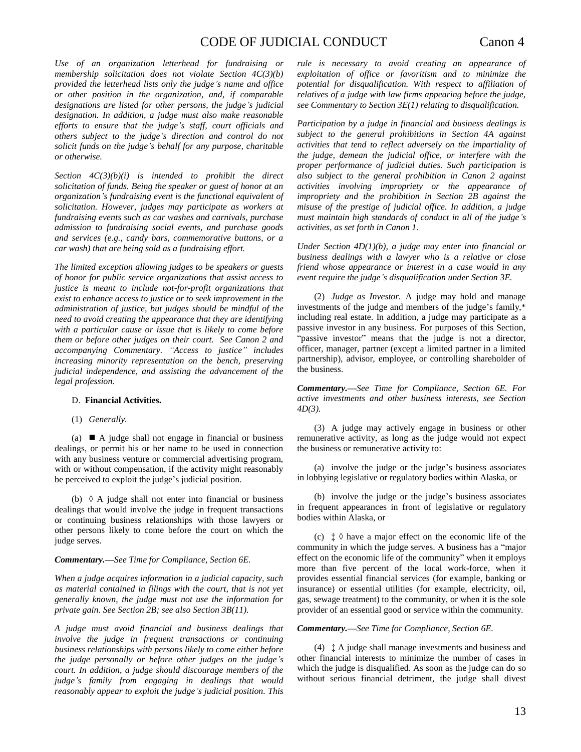*Use of an organization letterhead for fundraising or membership solicitation does not violate Section 4C(3)(b) provided the letterhead lists only the judge's name and office or other position in the organization, and, if comparable designations are listed for other persons, the judge's judicial designation. In addition, a judge must also make reasonable efforts to ensure that the judge's staff, court officials and others subject to the judge's direction and control do not solicit funds on the judge's behalf for any purpose, charitable or otherwise.*

*Section 4C(3)(b)(i) is intended to prohibit the direct solicitation of funds. Being the speaker or guest of honor at an organization's fundraising event is the functional equivalent of solicitation. However, judges may participate as workers at fundraising events such as car washes and carnivals, purchase admission to fundraising social events, and purchase goods and services (e.g., candy bars, commemorative buttons, or a car wash) that are being sold as a fundraising effort.*

*The limited exception allowing judges to be speakers or guests of honor for public service organizations that assist access to justice is meant to include not-for-profit organizations that exist to enhance access to justice or to seek improvement in the administration of justice, but judges should be mindful of the need to avoid creating the appearance that they are identifying with a particular cause or issue that is likely to come before them or before other judges on their court. See Canon 2 and accompanying Commentary. "Access to justice" includes increasing minority representation on the bench, preserving judicial independence, and assisting the advancement of the legal profession.*

D. **Financial Activities.**

(1) *Generally.*

(a) ■ A judge shall not engage in financial or business dealings, or permit his or her name to be used in connection with any business venture or commercial advertising program, with or without compensation, if the activity might reasonably be perceived to exploit the judge's judicial position.

(b) ◊ A judge shall not enter into financial or business dealings that would involve the judge in frequent transactions or continuing business relationships with those lawyers or other persons likely to come before the court on which the judge serves.

***Commentary.****—See Time for Compliance, Section 6E.*

*When a judge acquires information in a judicial capacity, such as material contained in filings with the court, that is not yet generally known, the judge must not use the information for private gain. See Section 2B; see also Section 3B(11).*

*A judge must avoid financial and business dealings that involve the judge in frequent transactions or continuing business relationships with persons likely to come either before the judge personally or before other judges on the judge's court. In addition, a judge should discourage members of the judge's family from engaging in dealings that would reasonably appear to exploit the judge's judicial position. This rule is necessary to avoid creating an appearance of exploitation of office or favoritism and to minimize the potential for disqualification. With respect to affiliation of relatives of a judge with law firms appearing before the judge, see Commentary to Section 3E(1) relating to disqualification.*

*Participation by a judge in financial and business dealings is subject to the general prohibitions in Section 4A against activities that tend to reflect adversely on the impartiality of the judge, demean the judicial office, or interfere with the proper performance of judicial duties. Such participation is also subject to the general prohibition in Canon 2 against activities involving impropriety or the appearance of impropriety and the prohibition in Section 2B against the misuse of the prestige of judicial office. In addition, a judge must maintain high standards of conduct in all of the judge's activities, as set forth in Canon 1.*

*Under Section 4D(1)(b), a judge may enter into financial or business dealings with a lawyer who is a relative or close friend whose appearance or interest in a case would in any event require the judge's disqualification under Section 3E.*

(2) *Judge as Investor.* A judge may hold and manage investments of the judge and members of the judge's family,* including real estate. In addition, a judge may participate as a passive investor in any business. For purposes of this Section, "passive investor" means that the judge is not a director, officer, manager, partner (except a limited partner in a limited partnership), advisor, employee, or controlling shareholder of the business.

***Commentary.****—See Time for Compliance, Section 6E. For active investments and other business interests, see Section 4D(3).*

(3) A judge may actively engage in business or other remunerative activity, as long as the judge would not expect the business or remunerative activity to:

(a) involve the judge or the judge's business associates in lobbying legislative or regulatory bodies within Alaska, or

(b) involve the judge or the judge's business associates in frequent appearances in front of legislative or regulatory bodies within Alaska, or

(c) ‡ ◊ have a major effect on the economic life of the community in which the judge serves. A business has a "major effect on the economic life of the community" when it employs more than five percent of the local work-force, when it provides essential financial services (for example, banking or insurance) or essential utilities (for example, electricity, oil, gas, sewage treatment) to the community, or when it is the sole provider of an essential good or service within the community.

***Commentary.****—See Time for Compliance, Section 6E.*

(4) ‡ A judge shall manage investments and business and other financial interests to minimize the number of cases in which the judge is disqualified. As soon as the judge can do so without serious financial detriment, the judge shall divest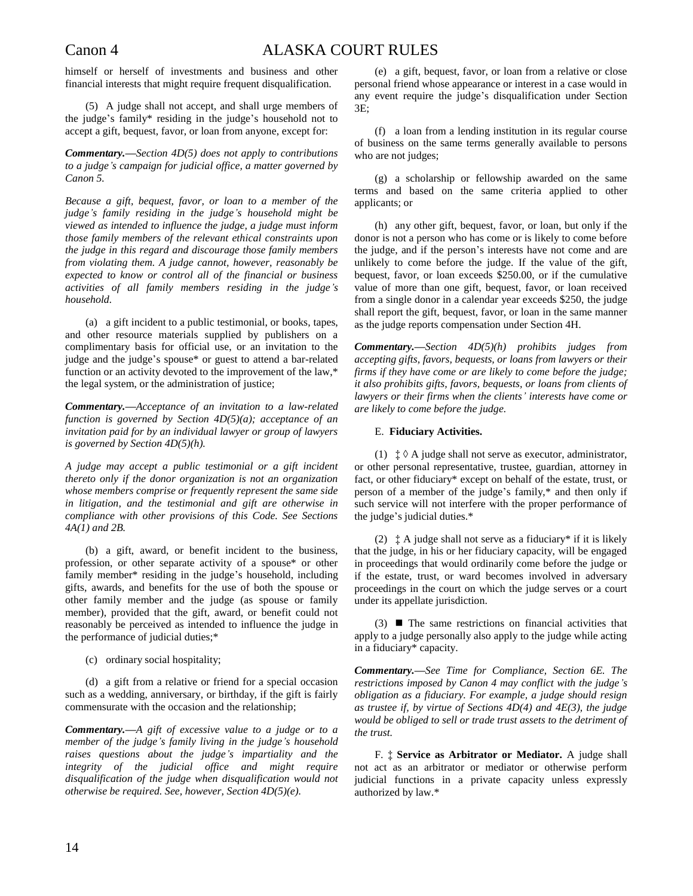himself or herself of investments and business and other financial interests that might require frequent disqualification.

(5) A judge shall not accept, and shall urge members of the judge's family* residing in the judge's household not to accept a gift, bequest, favor, or loan from anyone, except for:

***Commentary.***—*Section 4D(5) does not apply to contributions to a judge's campaign for judicial office, a matter governed by Canon 5.*

*Because a gift, bequest, favor, or loan to a member of the judge's family residing in the judge's household might be viewed as intended to influence the judge, a judge must inform those family members of the relevant ethical constraints upon the judge in this regard and discourage those family members from violating them. A judge cannot, however, reasonably be expected to know or control all of the financial or business activities of all family members residing in the judge's household.*

(a) a gift incident to a public testimonial, or books, tapes, and other resource materials supplied by publishers on a complimentary basis for official use, or an invitation to the judge and the judge's spouse* or guest to attend a bar-related function or an activity devoted to the improvement of the law,* the legal system, or the administration of justice;

***Commentary.***—*Acceptance of an invitation to a law-related function is governed by Section 4D(5)(a); acceptance of an invitation paid for by an individual lawyer or group of lawyers is governed by Section 4D(5)(h).*

*A judge may accept a public testimonial or a gift incident thereto only if the donor organization is not an organization whose members comprise or frequently represent the same side in litigation, and the testimonial and gift are otherwise in compliance with other provisions of this Code. See Sections 4A(1) and 2B.*

(b) a gift, award, or benefit incident to the business, profession, or other separate activity of a spouse* or other family member* residing in the judge's household, including gifts, awards, and benefits for the use of both the spouse or other family member and the judge (as spouse or family member), provided that the gift, award, or benefit could not reasonably be perceived as intended to influence the judge in the performance of judicial duties;*

(c) ordinary social hospitality;

(d) a gift from a relative or friend for a special occasion such as a wedding, anniversary, or birthday, if the gift is fairly commensurate with the occasion and the relationship;

***Commentary.***—*A gift of excessive value to a judge or to a member of the judge's family living in the judge's household raises questions about the judge's impartiality and the integrity of the judicial office and might require disqualification of the judge when disqualification would not otherwise be required. See, however, Section 4D(5)(e).*

(e) a gift, bequest, favor, or loan from a relative or close personal friend whose appearance or interest in a case would in any event require the judge's disqualification under Section 3E;

(f) a loan from a lending institution in its regular course of business on the same terms generally available to persons who are not judges;

(g) a scholarship or fellowship awarded on the same terms and based on the same criteria applied to other applicants; or

(h) any other gift, bequest, favor, or loan, but only if the donor is not a person who has come or is likely to come before the judge, and if the person's interests have not come and are unlikely to come before the judge. If the value of the gift, bequest, favor, or loan exceeds $250.00, or if the cumulative value of more than one gift, bequest, favor, or loan received from a single donor in a calendar year exceeds $250, the judge shall report the gift, bequest, favor, or loan in the same manner as the judge reports compensation under Section 4H.

***Commentary.***—*Section 4D(5)(h) prohibits judges from accepting gifts, favors, bequests, or loans from lawyers or their firms if they have come or are likely to come before the judge; it also prohibits gifts, favors, bequests, or loans from clients of lawyers or their firms when the clients' interests have come or are likely to come before the judge.*

E. **Fiduciary Activities.**

(1) ‡ ◊ A judge shall not serve as executor, administrator, or other personal representative, trustee, guardian, attorney in fact, or other fiduciary* except on behalf of the estate, trust, or person of a member of the judge's family,* and then only if such service will not interfere with the proper performance of the judge's judicial duties.*

(2) ‡ A judge shall not serve as a fiduciary* if it is likely that the judge, in his or her fiduciary capacity, will be engaged in proceedings that would ordinarily come before the judge or if the estate, trust, or ward becomes involved in adversary proceedings in the court on which the judge serves or a court under its appellate jurisdiction.

(3) ■ The same restrictions on financial activities that apply to a judge personally also apply to the judge while acting in a fiduciary* capacity.

***Commentary.***—*See Time for Compliance, Section 6E. The restrictions imposed by Canon 4 may conflict with the judge's obligation as a fiduciary. For example, a judge should resign as trustee if, by virtue of Sections 4D(4) and 4E(3), the judge would be obliged to sell or trade trust assets to the detriment of the trust.*

F. ‡ **Service as Arbitrator or Mediator.** A judge shall not act as an arbitrator or mediator or otherwise perform judicial functions in a private capacity unless expressly authorized by law.*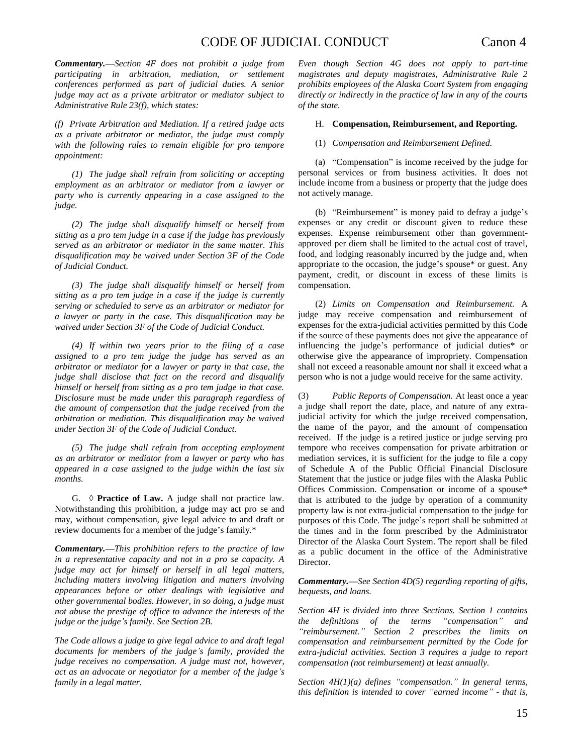***Commentary.***—*Section 4F does not prohibit a judge from participating in arbitration, mediation, or settlement conferences performed as part of judicial duties. A senior judge may act as a private arbitrator or mediator subject to Administrative Rule 23(f), which states:*

*(f) Private Arbitration and Mediation. If a retired judge acts as a private arbitrator or mediator, the judge must comply with the following rules to remain eligible for pro tempore appointment:*

*(1) The judge shall refrain from soliciting or accepting employment as an arbitrator or mediator from a lawyer or party who is currently appearing in a case assigned to the judge.*

*(2) The judge shall disqualify himself or herself from sitting as a pro tem judge in a case if the judge has previously served as an arbitrator or mediator in the same matter. This disqualification may be waived under Section 3F of the Code of Judicial Conduct.*

*(3) The judge shall disqualify himself or herself from sitting as a pro tem judge in a case if the judge is currently serving or scheduled to serve as an arbitrator or mediator for a lawyer or party in the case. This disqualification may be waived under Section 3F of the Code of Judicial Conduct.*

*(4) If within two years prior to the filing of a case assigned to a pro tem judge the judge has served as an arbitrator or mediator for a lawyer or party in that case, the judge shall disclose that fact on the record and disqualify himself or herself from sitting as a pro tem judge in that case. Disclosure must be made under this paragraph regardless of the amount of compensation that the judge received from the arbitration or mediation. This disqualification may be waived under Section 3F of the Code of Judicial Conduct.*

*(5) The judge shall refrain from accepting employment as an arbitrator or mediator from a lawyer or party who has appeared in a case assigned to the judge within the last six months.*

G. ◊ **Practice of Law.** A judge shall not practice law. Notwithstanding this prohibition, a judge may act pro se and may, without compensation, give legal advice to and draft or review documents for a member of the judge's family.*

***Commentary.***—*This prohibition refers to the practice of law in a representative capacity and not in a pro se capacity. A judge may act for himself or herself in all legal matters, including matters involving litigation and matters involving appearances before or other dealings with legislative and other governmental bodies. However, in so doing, a judge must not abuse the prestige of office to advance the interests of the judge or the judge's family. See Section 2B.*

*The Code allows a judge to give legal advice to and draft legal documents for members of the judge's family, provided the judge receives no compensation. A judge must not, however, act as an advocate or negotiator for a member of the judge's family in a legal matter.*

*Even though Section 4G does not apply to part-time magistrates and deputy magistrates, Administrative Rule 2 prohibits employees of the Alaska Court System from engaging directly or indirectly in the practice of law in any of the courts of the state.*

H. **Compensation, Reimbursement, and Reporting.**

(1) *Compensation and Reimbursement Defined.*

(a) "Compensation" is income received by the judge for personal services or from business activities. It does not include income from a business or property that the judge does not actively manage.

(b) "Reimbursement" is money paid to defray a judge's expenses or any credit or discount given to reduce these expenses. Expense reimbursement other than government-approved per diem shall be limited to the actual cost of travel, food, and lodging reasonably incurred by the judge and, when appropriate to the occasion, the judge's spouse* or guest. Any payment, credit, or discount in excess of these limits is compensation.

(2) *Limits on Compensation and Reimbursement.* A judge may receive compensation and reimbursement of expenses for the extra-judicial activities permitted by this Code if the source of these payments does not give the appearance of influencing the judge's performance of judicial duties* or otherwise give the appearance of impropriety. Compensation shall not exceed a reasonable amount nor shall it exceed what a person who is not a judge would receive for the same activity.

(3) *Public Reports of Compensation.* At least once a year a judge shall report the date, place, and nature of any extra-judicial activity for which the judge received compensation, the name of the payor, and the amount of compensation received. If the judge is a retired justice or judge serving pro tempore who receives compensation for private arbitration or mediation services, it is sufficient for the judge to file a copy of Schedule A of the Public Official Financial Disclosure Statement that the justice or judge files with the Alaska Public Offices Commission. Compensation or income of a spouse* that is attributed to the judge by operation of a community property law is not extra-judicial compensation to the judge for purposes of this Code. The judge's report shall be submitted at the times and in the form prescribed by the Administrator Director of the Alaska Court System. The report shall be filed as a public document in the office of the Administrative Director.

***Commentary.***—*See Section 4D(5) regarding reporting of gifts, bequests, and loans.*

*Section 4H is divided into three Sections. Section 1 contains the definitions of the terms "compensation" and "reimbursement." Section 2 prescribes the limits on compensation and reimbursement permitted by the Code for extra-judicial activities. Section 3 requires a judge to report compensation (not reimbursement) at least annually.*

*Section 4H(1)(a) defines "compensation." In general terms, this definition is intended to cover "earned income" - that is,*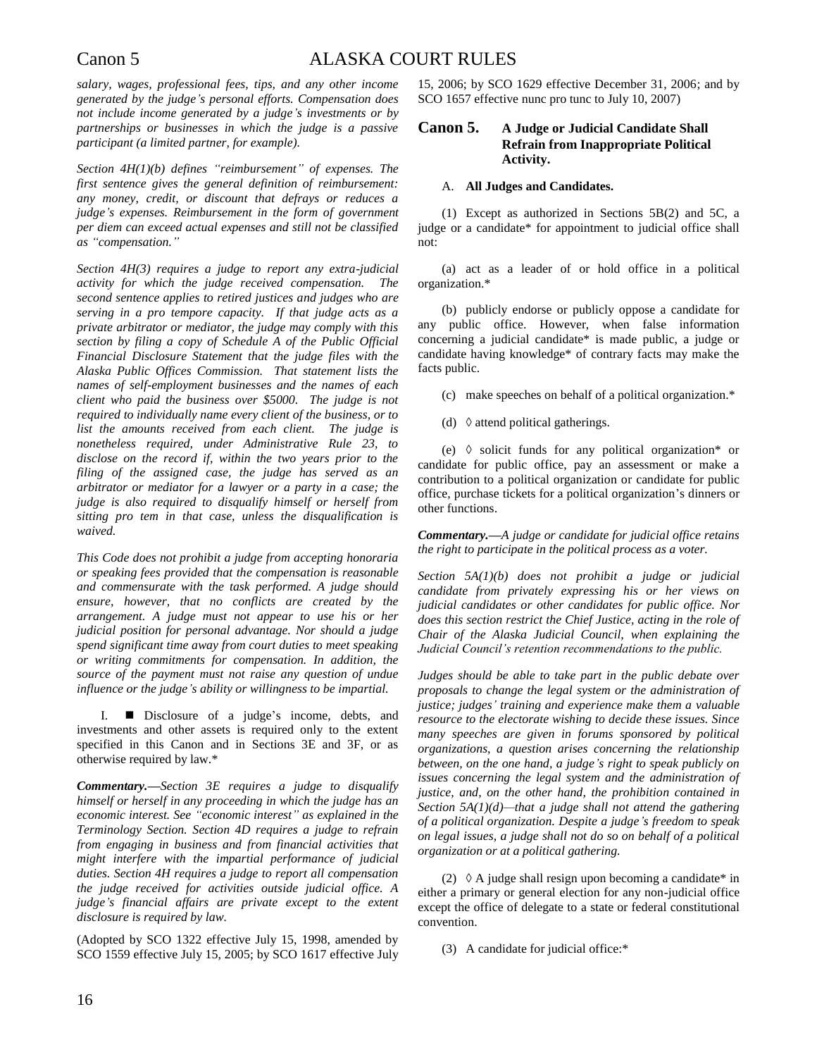*salary, wages, professional fees, tips, and any other income generated by the judge's personal efforts. Compensation does not include income generated by a judge's investments or by partnerships or businesses in which the judge is a passive participant (a limited partner, for example).*

*Section 4H(1)(b) defines "reimbursement" of expenses. The first sentence gives the general definition of reimbursement: any money, credit, or discount that defrays or reduces a judge's expenses. Reimbursement in the form of government per diem can exceed actual expenses and still not be classified as "compensation."*

*Section 4H(3) requires a judge to report any extra-judicial activity for which the judge received compensation. The second sentence applies to retired justices and judges who are serving in a pro tempore capacity. If that judge acts as a private arbitrator or mediator, the judge may comply with this section by filing a copy of Schedule A of the Public Official Financial Disclosure Statement that the judge files with the Alaska Public Offices Commission. That statement lists the names of self-employment businesses and the names of each client who paid the business over $5000. The judge is not required to individually name every client of the business, or to list the amounts received from each client. The judge is nonetheless required, under Administrative Rule 23, to disclose on the record if, within the two years prior to the filing of the assigned case, the judge has served as an arbitrator or mediator for a lawyer or a party in a case; the judge is also required to disqualify himself or herself from sitting pro tem in that case, unless the disqualification is waived.*

*This Code does not prohibit a judge from accepting honoraria or speaking fees provided that the compensation is reasonable and commensurate with the task performed. A judge should ensure, however, that no conflicts are created by the arrangement. A judge must not appear to use his or her judicial position for personal advantage. Nor should a judge spend significant time away from court duties to meet speaking or writing commitments for compensation. In addition, the source of the payment must not raise any question of undue influence or the judge's ability or willingness to be impartial.*

I. ■ Disclosure of a judge's income, debts, and investments and other assets is required only to the extent specified in this Canon and in Sections 3E and 3F, or as otherwise required by law.*

***Commentary.***—*Section 3E requires a judge to disqualify himself or herself in any proceeding in which the judge has an economic interest. See "economic interest" as explained in the Terminology Section. Section 4D requires a judge to refrain from engaging in business and from financial activities that might interfere with the impartial performance of judicial duties. Section 4H requires a judge to report all compensation the judge received for activities outside judicial office. A judge's financial affairs are private except to the extent disclosure is required by law.*

(Adopted by SCO 1322 effective July 15, 1998, amended by SCO 1559 effective July 15, 2005; by SCO 1617 effective July 15, 2006; by SCO 1629 effective December 31, 2006; and by SCO 1657 effective nunc pro tunc to July 10, 2007)

## Canon 5. A Judge or Judicial Candidate Shall Refrain from Inappropriate Political Activity.

### A. All Judges and Candidates.

(1) Except as authorized in Sections 5B(2) and 5C, a judge or a candidate* for appointment to judicial office shall not:

(a) act as a leader of or hold office in a political organization.*

(b) publicly endorse or publicly oppose a candidate for any public office. However, when false information concerning a judicial candidate* is made public, a judge or candidate having knowledge* of contrary facts may make the facts public.

(c) make speeches on behalf of a political organization.*

(d) ◊ attend political gatherings.

(e) ◊ solicit funds for any political organization* or candidate for public office, pay an assessment or make a contribution to a political organization or candidate for public office, purchase tickets for a political organization's dinners or other functions.

***Commentary.***—*A judge or candidate for judicial office retains the right to participate in the political process as a voter.*

*Section 5A(1)(b) does not prohibit a judge or judicial candidate from privately expressing his or her views on judicial candidates or other candidates for public office. Nor does this section restrict the Chief Justice, acting in the role of Chair of the Alaska Judicial Council, when explaining the Judicial Council's retention recommendations to the public.*

*Judges should be able to take part in the public debate over proposals to change the legal system or the administration of justice; judges' training and experience make them a valuable resource to the electorate wishing to decide these issues. Since many speeches are given in forums sponsored by political organizations, a question arises concerning the relationship between, on the one hand, a judge's right to speak publicly on issues concerning the legal system and the administration of justice, and, on the other hand, the prohibition contained in Section 5A(1)(d)—that a judge shall not attend the gathering of a political organization. Despite a judge's freedom to speak on legal issues, a judge shall not do so on behalf of a political organization or at a political gathering.*

(2) ◊ A judge shall resign upon becoming a candidate* in either a primary or general election for any non-judicial office except the office of delegate to a state or federal constitutional convention.

(3) A candidate for judicial office:*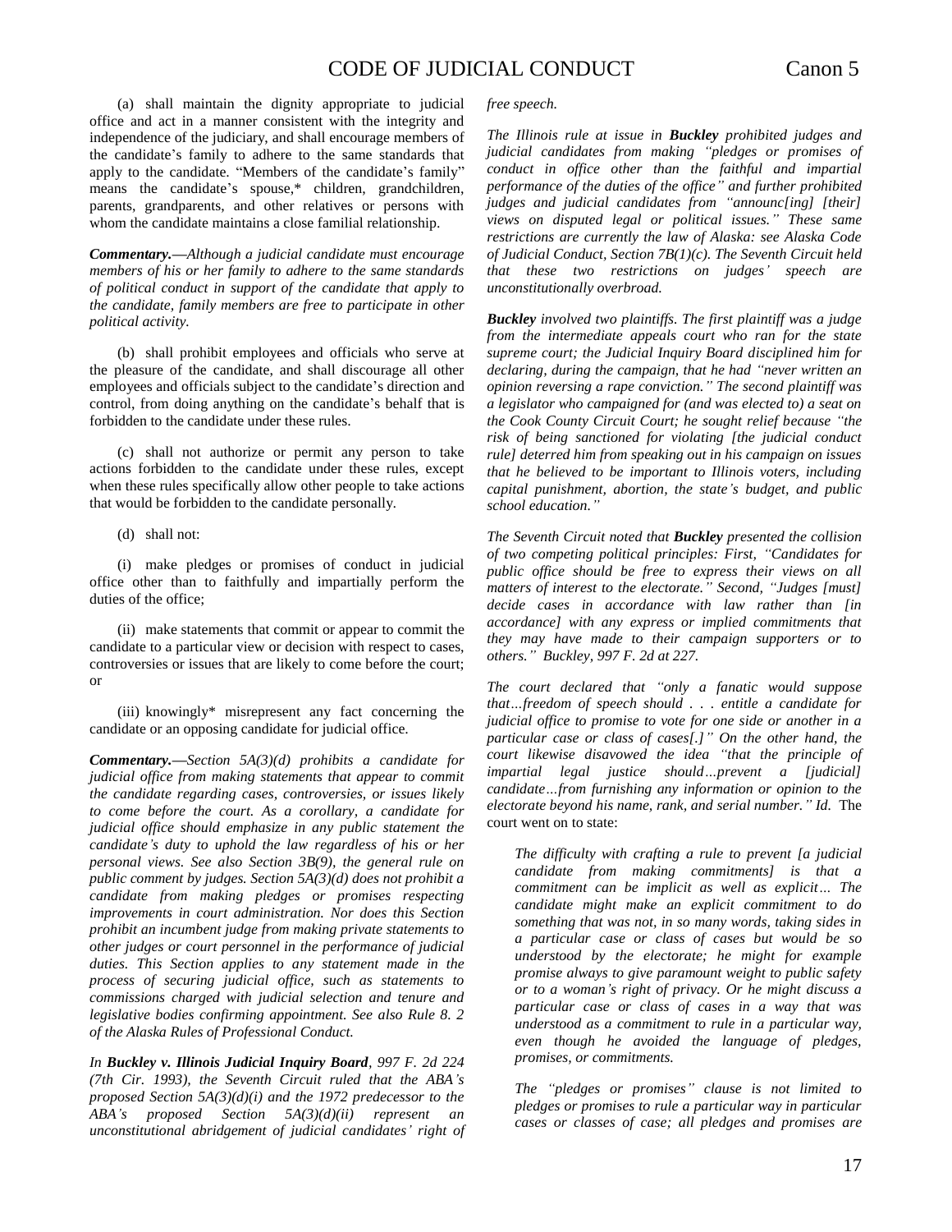(a) shall maintain the dignity appropriate to judicial office and act in a manner consistent with the integrity and independence of the judiciary, and shall encourage members of the candidate's family to adhere to the same standards that apply to the candidate. "Members of the candidate's family" means the candidate's spouse,* children, grandchildren, parents, grandparents, and other relatives or persons with whom the candidate maintains a close familial relationship.

***Commentary.****—Although a judicial candidate must encourage members of his or her family to adhere to the same standards of political conduct in support of the candidate that apply to the candidate, family members are free to participate in other political activity.*

(b) shall prohibit employees and officials who serve at the pleasure of the candidate, and shall discourage all other employees and officials subject to the candidate's direction and control, from doing anything on the candidate's behalf that is forbidden to the candidate under these rules.

(c) shall not authorize or permit any person to take actions forbidden to the candidate under these rules, except when these rules specifically allow other people to take actions that would be forbidden to the candidate personally.

(d) shall not:

(i) make pledges or promises of conduct in judicial office other than to faithfully and impartially perform the duties of the office;

(ii) make statements that commit or appear to commit the candidate to a particular view or decision with respect to cases, controversies or issues that are likely to come before the court; or

(iii) knowingly* misrepresent any fact concerning the candidate or an opposing candidate for judicial office.

***Commentary.****—Section 5A(3)(d) prohibits a candidate for judicial office from making statements that appear to commit the candidate regarding cases, controversies, or issues likely to come before the court. As a corollary, a candidate for judicial office should emphasize in any public statement the candidate's duty to uphold the law regardless of his or her personal views. See also Section 3B(9), the general rule on public comment by judges. Section 5A(3)(d) does not prohibit a candidate from making pledges or promises respecting improvements in court administration. Nor does this Section prohibit an incumbent judge from making private statements to other judges or court personnel in the performance of judicial duties. This Section applies to any statement made in the process of securing judicial office, such as statements to commissions charged with judicial selection and tenure and legislative bodies confirming appointment. See also Rule 8. 2 of the Alaska Rules of Professional Conduct.*

*In* ***Buckley v. Illinois Judicial Inquiry Board****, 997 F. 2d 224 (7th Cir. 1993), the Seventh Circuit ruled that the ABA's proposed Section 5A(3)(d)(i) and the 1972 predecessor to the ABA's proposed Section 5A(3)(d)(ii) represent an unconstitutional abridgement of judicial candidates' right of free speech.*

*The Illinois rule at issue in* ***Buckley*** *prohibited judges and judicial candidates from making "pledges or promises of conduct in office other than the faithful and impartial performance of the duties of the office" and further prohibited judges and judicial candidates from "announc[ing] [their] views on disputed legal or political issues." These same restrictions are currently the law of Alaska: see Alaska Code of Judicial Conduct, Section 7B(1)(c). The Seventh Circuit held that these two restrictions on judges' speech are unconstitutionally overbroad.*

***Buckley*** *involved two plaintiffs. The first plaintiff was a judge from the intermediate appeals court who ran for the state supreme court; the Judicial Inquiry Board disciplined him for declaring, during the campaign, that he had "never written an opinion reversing a rape conviction." The second plaintiff was a legislator who campaigned for (and was elected to) a seat on the Cook County Circuit Court; he sought relief because "the risk of being sanctioned for violating [the judicial conduct rule] deterred him from speaking out in his campaign on issues that he believed to be important to Illinois voters, including capital punishment, abortion, the state's budget, and public school education."*

*The Seventh Circuit noted that* ***Buckley*** *presented the collision of two competing political principles: First, "Candidates for public office should be free to express their views on all matters of interest to the electorate." Second, "Judges [must] decide cases in accordance with law rather than [in accordance] with any express or implied commitments that they may have made to their campaign supporters or to others." Buckley, 997 F. 2d at 227.*

*The court declared that "only a fanatic would suppose that…freedom of speech should . . . entitle a candidate for judicial office to promise to vote for one side or another in a particular case or class of cases[.]" On the other hand, the court likewise disavowed the idea "that the principle of impartial legal justice should…prevent a [judicial] candidate…from furnishing any information or opinion to the electorate beyond his name, rank, and serial number." Id.* The court went on to state:

> *The difficulty with crafting a rule to prevent [a judicial candidate from making commitments] is that a commitment can be implicit as well as explicit… The candidate might make an explicit commitment to do something that was not, in so many words, taking sides in a particular case or class of cases but would be so understood by the electorate; he might for example promise always to give paramount weight to public safety or to a woman's right of privacy. Or he might discuss a particular case or class of cases in a way that was understood as a commitment to rule in a particular way, even though he avoided the language of pledges, promises, or commitments.*
>
> *The "pledges or promises" clause is not limited to pledges or promises to rule a particular way in particular cases or classes of case; all pledges and promises are*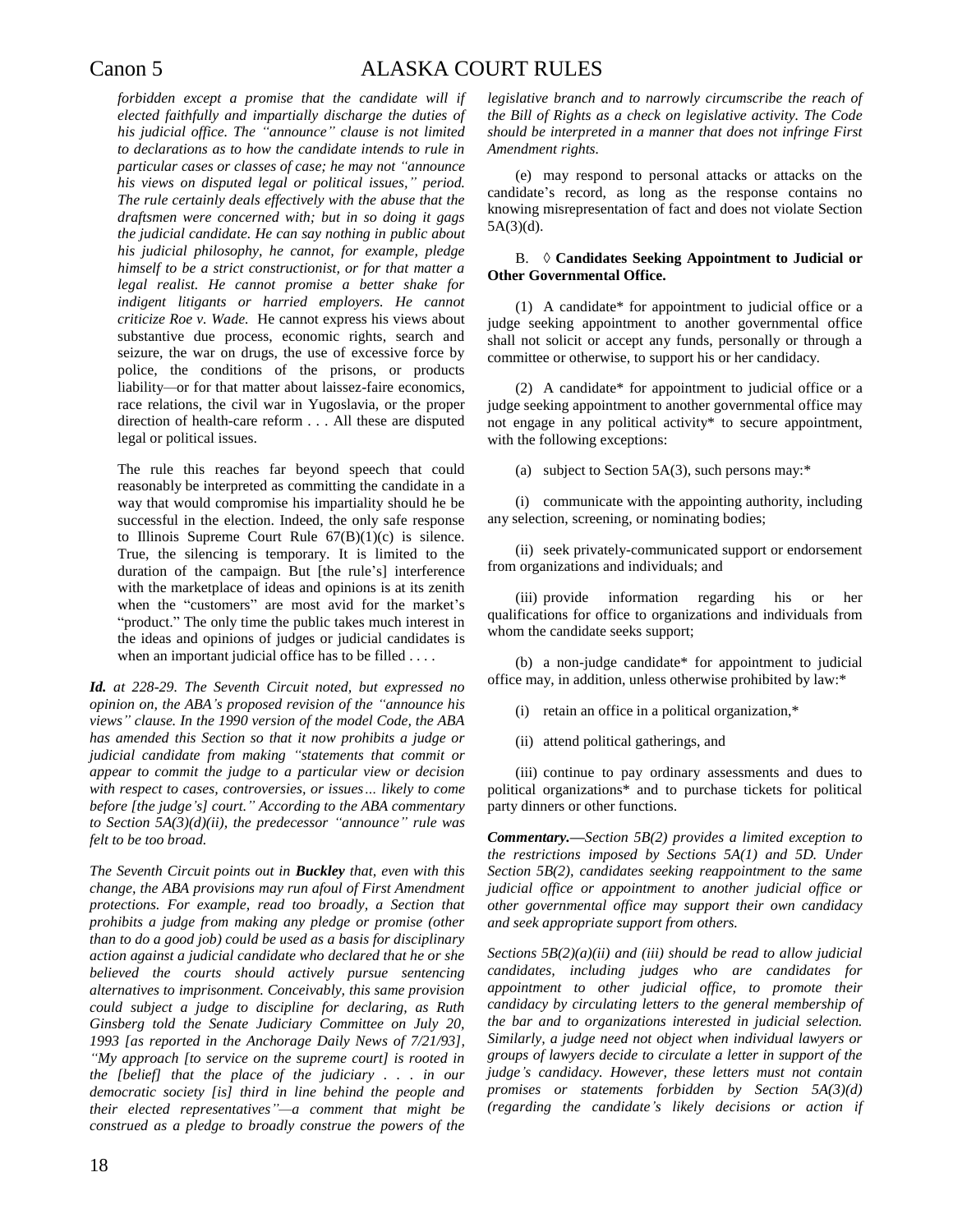*forbidden except a promise that the candidate will if elected faithfully and impartially discharge the duties of his judicial office. The "announce" clause is not limited to declarations as to how the candidate intends to rule in particular cases or classes of case; he may not "announce his views on disputed legal or political issues," period. The rule certainly deals effectively with the abuse that the draftsmen were concerned with; but in so doing it gags the judicial candidate. He can say nothing in public about his judicial philosophy, he cannot, for example, pledge himself to be a strict constructionist, or for that matter a legal realist. He cannot promise a better shake for indigent litigants or harried employers. He cannot criticize Roe v. Wade.* He cannot express his views about substantive due process, economic rights, search and seizure, the war on drugs, the use of excessive force by police, the conditions of the prisons, or products liability—or for that matter about laissez-faire economics, race relations, the civil war in Yugoslavia, or the proper direction of health-care reform . . . All these are disputed legal or political issues.

The rule this reaches far beyond speech that could reasonably be interpreted as committing the candidate in a way that would compromise his impartiality should he be successful in the election. Indeed, the only safe response to Illinois Supreme Court Rule 67(B)(1)(c) is silence. True, the silencing is temporary. It is limited to the duration of the campaign. But [the rule's] interference with the marketplace of ideas and opinions is at its zenith when the "customers" are most avid for the market's "product." The only time the public takes much interest in the ideas and opinions of judges or judicial candidates is when an important judicial office has to be filled . . . .

***Id.*** *at 228-29. The Seventh Circuit noted, but expressed no opinion on, the ABA's proposed revision of the "announce his views" clause. In the 1990 version of the model Code, the ABA has amended this Section so that it now prohibits a judge or judicial candidate from making "statements that commit or appear to commit the judge to a particular view or decision with respect to cases, controversies, or issues… likely to come before [the judge's] court." According to the ABA commentary to Section 5A(3)(d)(ii), the predecessor "announce" rule was felt to be too broad.*

*The Seventh Circuit points out in* ***Buckley*** *that, even with this change, the ABA provisions may run afoul of First Amendment protections. For example, read too broadly, a Section that prohibits a judge from making any pledge or promise (other than to do a good job) could be used as a basis for disciplinary action against a judicial candidate who declared that he or she believed the courts should actively pursue sentencing alternatives to imprisonment. Conceivably, this same provision could subject a judge to discipline for declaring, as Ruth Ginsberg told the Senate Judiciary Committee on July 20, 1993 [as reported in the Anchorage Daily News of 7/21/93], "My approach [to service on the supreme court] is rooted in the [belief] that the place of the judiciary . . . in our democratic society [is] third in line behind the people and their elected representatives"—a comment that might be construed as a pledge to broadly construe the powers of the legislative branch and to narrowly circumscribe the reach of the Bill of Rights as a check on legislative activity. The Code should be interpreted in a manner that does not infringe First Amendment rights.*

(e) may respond to personal attacks or attacks on the candidate's record, as long as the response contains no knowing misrepresentation of fact and does not violate Section 5A(3)(d).

B. ◊ **Candidates Seeking Appointment to Judicial or Other Governmental Office.**

(1) A candidate* for appointment to judicial office or a judge seeking appointment to another governmental office shall not solicit or accept any funds, personally or through a committee or otherwise, to support his or her candidacy.

(2) A candidate* for appointment to judicial office or a judge seeking appointment to another governmental office may not engage in any political activity* to secure appointment, with the following exceptions:

(a) subject to Section 5A(3), such persons may:*

(i) communicate with the appointing authority, including any selection, screening, or nominating bodies;

(ii) seek privately-communicated support or endorsement from organizations and individuals; and

(iii) provide information regarding his or her qualifications for office to organizations and individuals from whom the candidate seeks support;

(b) a non-judge candidate* for appointment to judicial office may, in addition, unless otherwise prohibited by law:*

(i) retain an office in a political organization,*

(ii) attend political gatherings, and

(iii) continue to pay ordinary assessments and dues to political organizations* and to purchase tickets for political party dinners or other functions.

***Commentary.—****Section 5B(2) provides a limited exception to the restrictions imposed by Sections 5A(1) and 5D. Under Section 5B(2), candidates seeking reappointment to the same judicial office or appointment to another judicial office or other governmental office may support their own candidacy and seek appropriate support from others.*

*Sections 5B(2)(a)(ii) and (iii) should be read to allow judicial candidates, including judges who are candidates for appointment to other judicial office, to promote their candidacy by circulating letters to the general membership of the bar and to organizations interested in judicial selection. Similarly, a judge need not object when individual lawyers or groups of lawyers decide to circulate a letter in support of the judge's candidacy. However, these letters must not contain promises or statements forbidden by Section 5A(3)(d) (regarding the candidate's likely decisions or action if*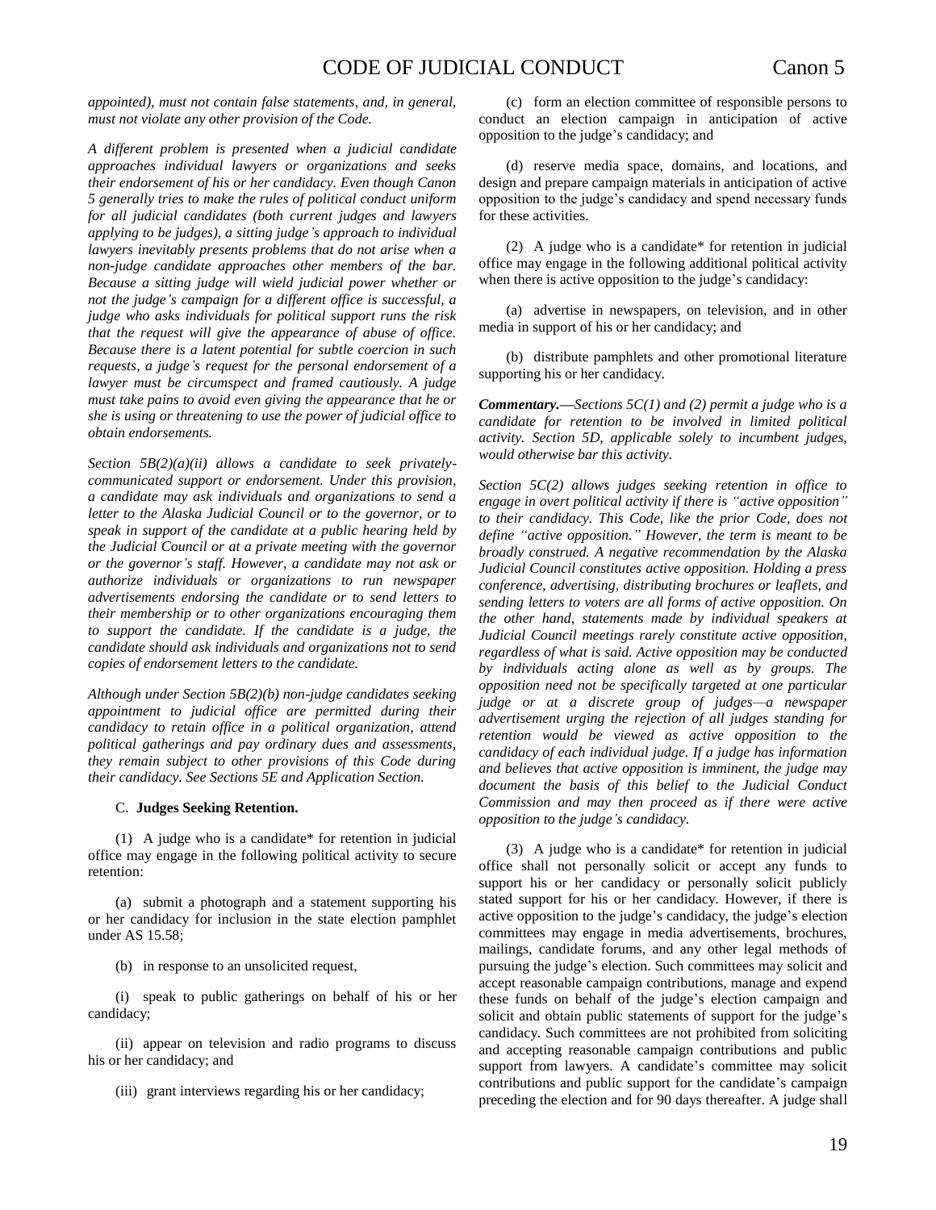*appointed), must not contain false statements, and, in general, must not violate any other provision of the Code.*

*A different problem is presented when a judicial candidate approaches individual lawyers or organizations and seeks their endorsement of his or her candidacy. Even though Canon 5 generally tries to make the rules of political conduct uniform for all judicial candidates (both current judges and lawyers applying to be judges), a sitting judge's approach to individual lawyers inevitably presents problems that do not arise when a non-judge candidate approaches other members of the bar. Because a sitting judge will wield judicial power whether or not the judge's campaign for a different office is successful, a judge who asks individuals for political support runs the risk that the request will give the appearance of abuse of office. Because there is a latent potential for subtle coercion in such requests, a judge's request for the personal endorsement of a lawyer must be circumspect and framed cautiously. A judge must take pains to avoid even giving the appearance that he or she is using or threatening to use the power of judicial office to obtain endorsements.*

*Section 5B(2)(a)(ii) allows a candidate to seek privately-communicated support or endorsement. Under this provision, a candidate may ask individuals and organizations to send a letter to the Alaska Judicial Council or to the governor, or to speak in support of the candidate at a public hearing held by the Judicial Council or at a private meeting with the governor or the governor's staff. However, a candidate may not ask or authorize individuals or organizations to run newspaper advertisements endorsing the candidate or to send letters to their membership or to other organizations encouraging them to support the candidate. If the candidate is a judge, the candidate should ask individuals and organizations not to send copies of endorsement letters to the candidate.*

*Although under Section 5B(2)(b) non-judge candidates seeking appointment to judicial office are permitted during their candidacy to retain office in a political organization, attend political gatherings and pay ordinary dues and assessments, they remain subject to other provisions of this Code during their candidacy. See Sections 5E and Application Section.*

C. **Judges Seeking Retention.**

(1) A judge who is a candidate* for retention in judicial office may engage in the following political activity to secure retention:

(a) submit a photograph and a statement supporting his or her candidacy for inclusion in the state election pamphlet under AS 15.58;

(b) in response to an unsolicited request,

(i) speak to public gatherings on behalf of his or her candidacy;

(ii) appear on television and radio programs to discuss his or her candidacy; and

(iii) grant interviews regarding his or her candidacy;

(c) form an election committee of responsible persons to conduct an election campaign in anticipation of active opposition to the judge's candidacy; and

(d) reserve media space, domains, and locations, and design and prepare campaign materials in anticipation of active opposition to the judge's candidacy and spend necessary funds for these activities.

(2) A judge who is a candidate* for retention in judicial office may engage in the following additional political activity when there is active opposition to the judge's candidacy:

(a) advertise in newspapers, on television, and in other media in support of his or her candidacy; and

(b) distribute pamphlets and other promotional literature supporting his or her candidacy.

***Commentary.****—Sections 5C(1) and (2) permit a judge who is a candidate for retention to be involved in limited political activity. Section 5D, applicable solely to incumbent judges, would otherwise bar this activity.*

*Section 5C(2) allows judges seeking retention in office to engage in overt political activity if there is "active opposition" to their candidacy. This Code, like the prior Code, does not define "active opposition." However, the term is meant to be broadly construed. A negative recommendation by the Alaska Judicial Council constitutes active opposition. Holding a press conference, advertising, distributing brochures or leaflets, and sending letters to voters are all forms of active opposition. On the other hand, statements made by individual speakers at Judicial Council meetings rarely constitute active opposition, regardless of what is said. Active opposition may be conducted by individuals acting alone as well as by groups. The opposition need not be specifically targeted at one particular judge or at a discrete group of judges—a newspaper advertisement urging the rejection of all judges standing for retention would be viewed as active opposition to the candidacy of each individual judge. If a judge has information and believes that active opposition is imminent, the judge may document the basis of this belief to the Judicial Conduct Commission and may then proceed as if there were active opposition to the judge's candidacy.*

(3) A judge who is a candidate* for retention in judicial office shall not personally solicit or accept any funds to support his or her candidacy or personally solicit publicly stated support for his or her candidacy. However, if there is active opposition to the judge's candidacy, the judge's election committees may engage in media advertisements, brochures, mailings, candidate forums, and any other legal methods of pursuing the judge's election. Such committees may solicit and accept reasonable campaign contributions, manage and expend these funds on behalf of the judge's election campaign and solicit and obtain public statements of support for the judge's candidacy. Such committees are not prohibited from soliciting and accepting reasonable campaign contributions and public support from lawyers. A candidate's committee may solicit contributions and public support for the candidate's campaign preceding the election and for 90 days thereafter. A judge shall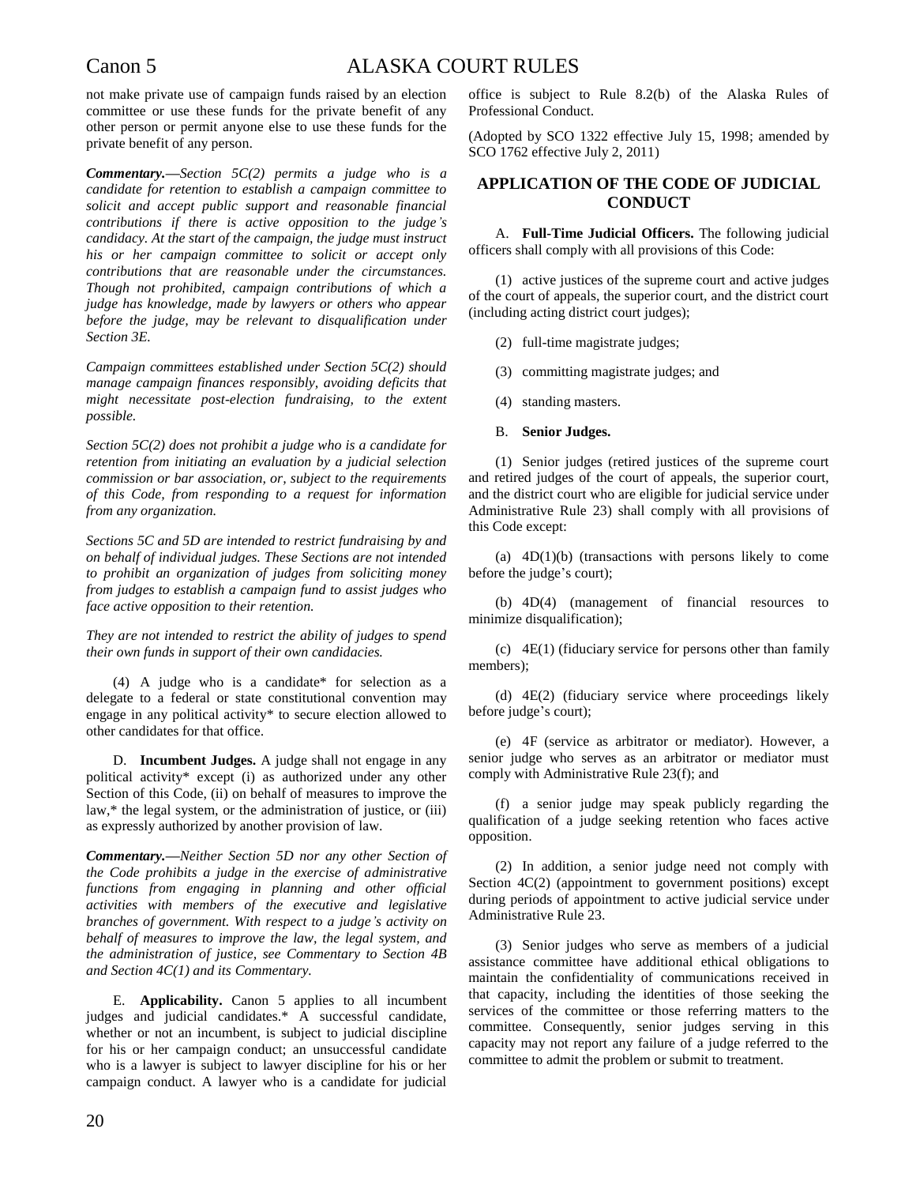not make private use of campaign funds raised by an election committee or use these funds for the private benefit of any other person or permit anyone else to use these funds for the private benefit of any person.

***Commentary.***—*Section 5C(2) permits a judge who is a candidate for retention to establish a campaign committee to solicit and accept public support and reasonable financial contributions if there is active opposition to the judge's candidacy. At the start of the campaign, the judge must instruct his or her campaign committee to solicit or accept only contributions that are reasonable under the circumstances. Though not prohibited, campaign contributions of which a judge has knowledge, made by lawyers or others who appear before the judge, may be relevant to disqualification under Section 3E.*

*Campaign committees established under Section 5C(2) should manage campaign finances responsibly, avoiding deficits that might necessitate post-election fundraising, to the extent possible.*

*Section 5C(2) does not prohibit a judge who is a candidate for retention from initiating an evaluation by a judicial selection commission or bar association, or, subject to the requirements of this Code, from responding to a request for information from any organization.*

*Sections 5C and 5D are intended to restrict fundraising by and on behalf of individual judges. These Sections are not intended to prohibit an organization of judges from soliciting money from judges to establish a campaign fund to assist judges who face active opposition to their retention.*

*They are not intended to restrict the ability of judges to spend their own funds in support of their own candidacies.*

(4) A judge who is a candidate* for selection as a delegate to a federal or state constitutional convention may engage in any political activity* to secure election allowed to other candidates for that office.

D. **Incumbent Judges.** A judge shall not engage in any political activity* except (i) as authorized under any other Section of this Code, (ii) on behalf of measures to improve the law,* the legal system, or the administration of justice, or (iii) as expressly authorized by another provision of law.

***Commentary.***—*Neither Section 5D nor any other Section of the Code prohibits a judge in the exercise of administrative functions from engaging in planning and other official activities with members of the executive and legislative branches of government. With respect to a judge's activity on behalf of measures to improve the law, the legal system, and the administration of justice, see Commentary to Section 4B and Section 4C(1) and its Commentary.*

E. **Applicability.** Canon 5 applies to all incumbent judges and judicial candidates.* A successful candidate, whether or not an incumbent, is subject to judicial discipline for his or her campaign conduct; an unsuccessful candidate who is a lawyer is subject to lawyer discipline for his or her campaign conduct. A lawyer who is a candidate for judicial office is subject to Rule 8.2(b) of the Alaska Rules of Professional Conduct.

(Adopted by SCO 1322 effective July 15, 1998; amended by SCO 1762 effective July 2, 2011)

## APPLICATION OF THE CODE OF JUDICIAL CONDUCT

A. **Full-Time Judicial Officers.** The following judicial officers shall comply with all provisions of this Code:

(1) active justices of the supreme court and active judges of the court of appeals, the superior court, and the district court (including acting district court judges);

(2) full-time magistrate judges;

(3) committing magistrate judges; and

(4) standing masters.

B. **Senior Judges.**

(1) Senior judges (retired justices of the supreme court and retired judges of the court of appeals, the superior court, and the district court who are eligible for judicial service under Administrative Rule 23) shall comply with all provisions of this Code except:

(a) 4D(1)(b) (transactions with persons likely to come before the judge's court);

(b) 4D(4) (management of financial resources to minimize disqualification);

(c) 4E(1) (fiduciary service for persons other than family members);

(d) 4E(2) (fiduciary service where proceedings likely before judge's court);

(e) 4F (service as arbitrator or mediator). However, a senior judge who serves as an arbitrator or mediator must comply with Administrative Rule 23(f); and

(f) a senior judge may speak publicly regarding the qualification of a judge seeking retention who faces active opposition.

(2) In addition, a senior judge need not comply with Section 4C(2) (appointment to government positions) except during periods of appointment to active judicial service under Administrative Rule 23.

(3) Senior judges who serve as members of a judicial assistance committee have additional ethical obligations to maintain the confidentiality of communications received in that capacity, including the identities of those seeking the services of the committee or those referring matters to the committee. Consequently, senior judges serving in this capacity may not report any failure of a judge referred to the committee to admit the problem or submit to treatment.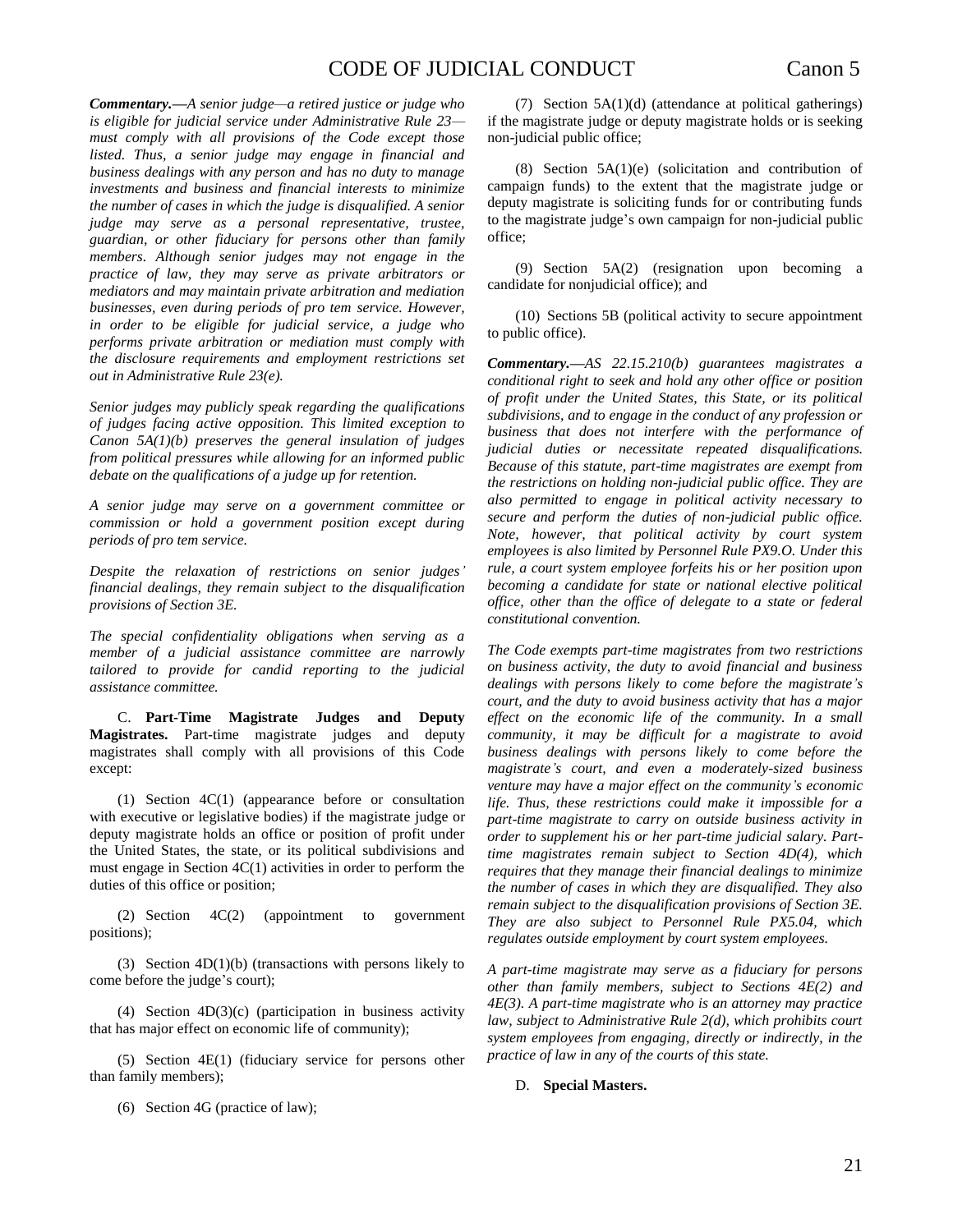***Commentary.***—*A senior judge—a retired justice or judge who is eligible for judicial service under Administrative Rule 23—must comply with all provisions of the Code except those listed. Thus, a senior judge may engage in financial and business dealings with any person and has no duty to manage investments and business and financial interests to minimize the number of cases in which the judge is disqualified. A senior judge may serve as a personal representative, trustee, guardian, or other fiduciary for persons other than family members. Although senior judges may not engage in the practice of law, they may serve as private arbitrators or mediators and may maintain private arbitration and mediation businesses, even during periods of pro tem service. However, in order to be eligible for judicial service, a judge who performs private arbitration or mediation must comply with the disclosure requirements and employment restrictions set out in Administrative Rule 23(e).*

*Senior judges may publicly speak regarding the qualifications of judges facing active opposition. This limited exception to Canon 5A(1)(b) preserves the general insulation of judges from political pressures while allowing for an informed public debate on the qualifications of a judge up for retention.*

*A senior judge may serve on a government committee or commission or hold a government position except during periods of pro tem service.*

*Despite the relaxation of restrictions on senior judges' financial dealings, they remain subject to the disqualification provisions of Section 3E.*

*The special confidentiality obligations when serving as a member of a judicial assistance committee are narrowly tailored to provide for candid reporting to the judicial assistance committee.*

C. **Part-Time Magistrate Judges and Deputy Magistrates.** Part-time magistrate judges and deputy magistrates shall comply with all provisions of this Code except:

(1) Section 4C(1) (appearance before or consultation with executive or legislative bodies) if the magistrate judge or deputy magistrate holds an office or position of profit under the United States, the state, or its political subdivisions and must engage in Section 4C(1) activities in order to perform the duties of this office or position;

(2) Section 4C(2) (appointment to government positions);

(3) Section 4D(1)(b) (transactions with persons likely to come before the judge's court);

(4) Section 4D(3)(c) (participation in business activity that has major effect on economic life of community);

(5) Section 4E(1) (fiduciary service for persons other than family members);

(6) Section 4G (practice of law);

(7) Section 5A(1)(d) (attendance at political gatherings) if the magistrate judge or deputy magistrate holds or is seeking non-judicial public office;

(8) Section 5A(1)(e) (solicitation and contribution of campaign funds) to the extent that the magistrate judge or deputy magistrate is soliciting funds for or contributing funds to the magistrate judge's own campaign for non-judicial public office;

(9) Section 5A(2) (resignation upon becoming a candidate for nonjudicial office); and

(10) Sections 5B (political activity to secure appointment to public office).

***Commentary.***—*AS 22.15.210(b) guarantees magistrates a conditional right to seek and hold any other office or position of profit under the United States, this State, or its political subdivisions, and to engage in the conduct of any profession or business that does not interfere with the performance of judicial duties or necessitate repeated disqualifications. Because of this statute, part-time magistrates are exempt from the restrictions on holding non-judicial public office. They are also permitted to engage in political activity necessary to secure and perform the duties of non-judicial public office. Note, however, that political activity by court system employees is also limited by Personnel Rule PX9.O. Under this rule, a court system employee forfeits his or her position upon becoming a candidate for state or national elective political office, other than the office of delegate to a state or federal constitutional convention.*

*The Code exempts part-time magistrates from two restrictions on business activity, the duty to avoid financial and business dealings with persons likely to come before the magistrate's court, and the duty to avoid business activity that has a major effect on the economic life of the community. In a small community, it may be difficult for a magistrate to avoid business dealings with persons likely to come before the magistrate's court, and even a moderately-sized business venture may have a major effect on the community's economic life. Thus, these restrictions could make it impossible for a part-time magistrate to carry on outside business activity in order to supplement his or her part-time judicial salary. Part-time magistrates remain subject to Section 4D(4), which requires that they manage their financial dealings to minimize the number of cases in which they are disqualified. They also remain subject to the disqualification provisions of Section 3E. They are also subject to Personnel Rule PX5.04, which regulates outside employment by court system employees.*

*A part-time magistrate may serve as a fiduciary for persons other than family members, subject to Sections 4E(2) and 4E(3). A part-time magistrate who is an attorney may practice law, subject to Administrative Rule 2(d), which prohibits court system employees from engaging, directly or indirectly, in the practice of law in any of the courts of this state.*

D. **Special Masters.**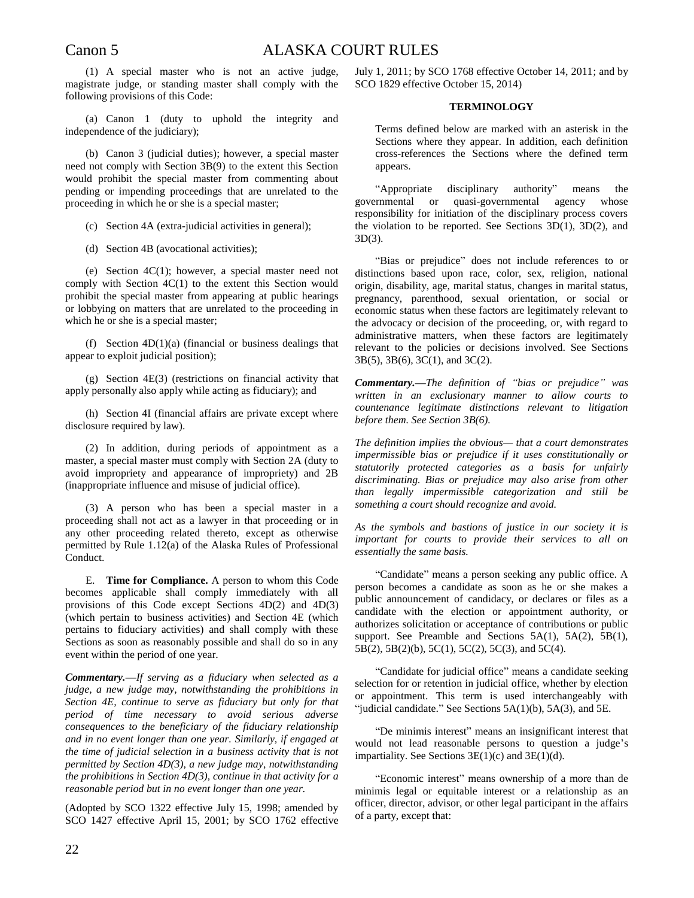(1) A special master who is not an active judge, magistrate judge, or standing master shall comply with the following provisions of this Code:

(a) Canon 1 (duty to uphold the integrity and independence of the judiciary);

(b) Canon 3 (judicial duties); however, a special master need not comply with Section 3B(9) to the extent this Section would prohibit the special master from commenting about pending or impending proceedings that are unrelated to the proceeding in which he or she is a special master;

(c) Section 4A (extra-judicial activities in general);

(d) Section 4B (avocational activities);

(e) Section 4C(1); however, a special master need not comply with Section 4C(1) to the extent this Section would prohibit the special master from appearing at public hearings or lobbying on matters that are unrelated to the proceeding in which he or she is a special master;

(f) Section 4D(1)(a) (financial or business dealings that appear to exploit judicial position);

(g) Section 4E(3) (restrictions on financial activity that apply personally also apply while acting as fiduciary); and

(h) Section 4I (financial affairs are private except where disclosure required by law).

(2) In addition, during periods of appointment as a master, a special master must comply with Section 2A (duty to avoid impropriety and appearance of impropriety) and 2B (inappropriate influence and misuse of judicial office).

(3) A person who has been a special master in a proceeding shall not act as a lawyer in that proceeding or in any other proceeding related thereto, except as otherwise permitted by Rule 1.12(a) of the Alaska Rules of Professional Conduct.

E. **Time for Compliance.** A person to whom this Code becomes applicable shall comply immediately with all provisions of this Code except Sections 4D(2) and 4D(3) (which pertain to business activities) and Section 4E (which pertains to fiduciary activities) and shall comply with these Sections as soon as reasonably possible and shall do so in any event within the period of one year.

***Commentary.—****If serving as a fiduciary when selected as a judge, a new judge may, notwithstanding the prohibitions in Section 4E, continue to serve as fiduciary but only for that period of time necessary to avoid serious adverse consequences to the beneficiary of the fiduciary relationship and in no event longer than one year. Similarly, if engaged at the time of judicial selection in a business activity that is not permitted by Section 4D(3), a new judge may, notwithstanding the prohibitions in Section 4D(3), continue in that activity for a reasonable period but in no event longer than one year.*

(Adopted by SCO 1322 effective July 15, 1998; amended by SCO 1427 effective April 15, 2001; by SCO 1762 effective July 1, 2011; by SCO 1768 effective October 14, 2011; and by SCO 1829 effective October 15, 2014)

**TERMINOLOGY**

Terms defined below are marked with an asterisk in the Sections where they appear. In addition, each definition cross-references the Sections where the defined term appears.

"Appropriate disciplinary authority" means the governmental or quasi-governmental agency whose responsibility for initiation of the disciplinary process covers the violation to be reported. See Sections 3D(1), 3D(2), and 3D(3).

"Bias or prejudice" does not include references to or distinctions based upon race, color, sex, religion, national origin, disability, age, marital status, changes in marital status, pregnancy, parenthood, sexual orientation, or social or economic status when these factors are legitimately relevant to the advocacy or decision of the proceeding, or, with regard to administrative matters, when these factors are legitimately relevant to the policies or decisions involved. See Sections 3B(5), 3B(6), 3C(1), and 3C(2).

***Commentary.—****The definition of "bias or prejudice" was written in an exclusionary manner to allow courts to countenance legitimate distinctions relevant to litigation before them. See Section 3B(6).*

*The definition implies the obvious— that a court demonstrates impermissible bias or prejudice if it uses constitutionally or statutorily protected categories as a basis for unfairly discriminating. Bias or prejudice may also arise from other than legally impermissible categorization and still be something a court should recognize and avoid.*

*As the symbols and bastions of justice in our society it is important for courts to provide their services to all on essentially the same basis.*

"Candidate" means a person seeking any public office. A person becomes a candidate as soon as he or she makes a public announcement of candidacy, or declares or files as a candidate with the election or appointment authority, or authorizes solicitation or acceptance of contributions or public support. See Preamble and Sections 5A(1), 5A(2), 5B(1), 5B(2), 5B(2)(b), 5C(1), 5C(2), 5C(3), and 5C(4).

"Candidate for judicial office" means a candidate seeking selection for or retention in judicial office, whether by election or appointment. This term is used interchangeably with "judicial candidate." See Sections 5A(1)(b), 5A(3), and 5E.

"De minimis interest" means an insignificant interest that would not lead reasonable persons to question a judge's impartiality. See Sections 3E(1)(c) and 3E(1)(d).

"Economic interest" means ownership of a more than de minimis legal or equitable interest or a relationship as an officer, director, advisor, or other legal participant in the affairs of a party, except that: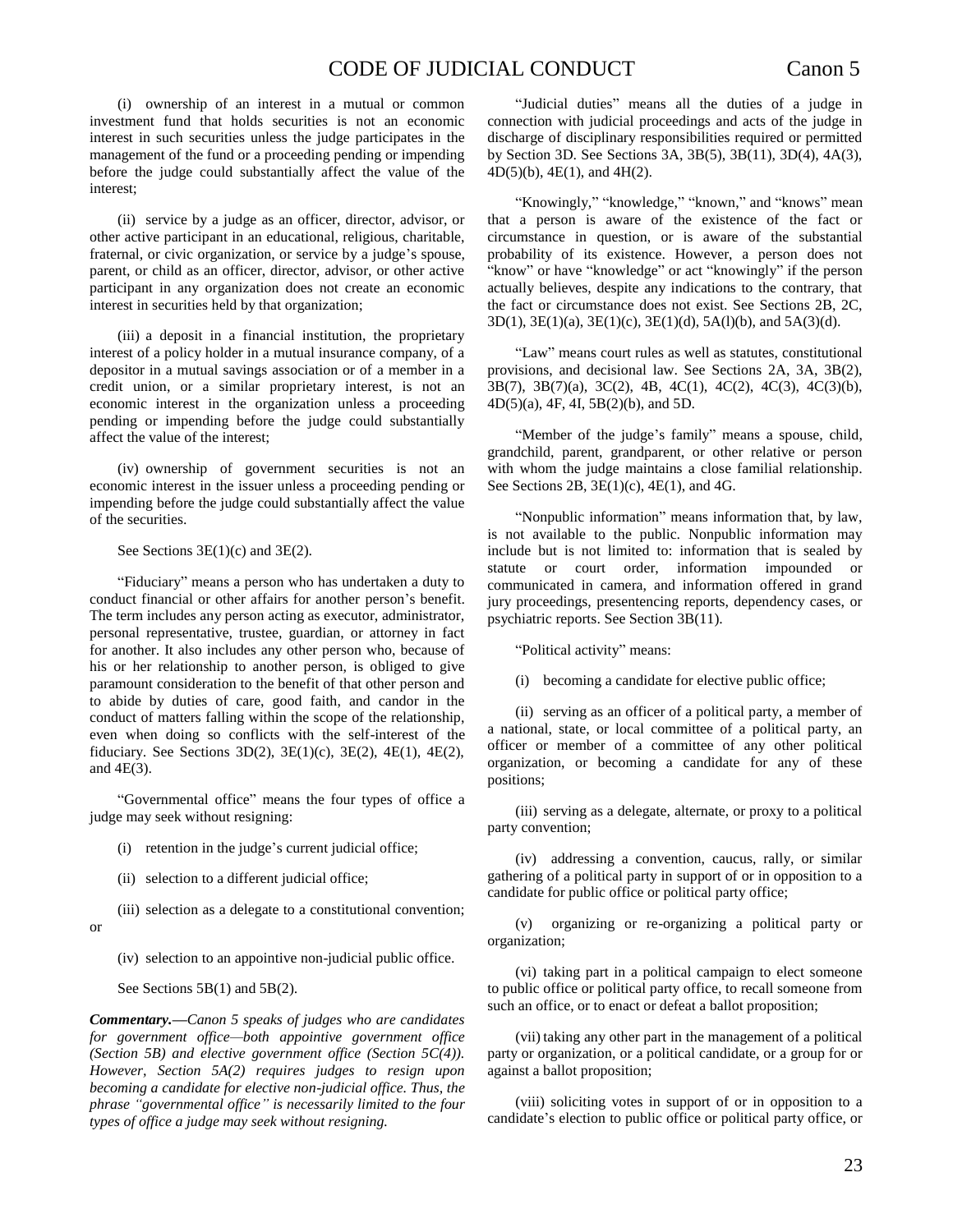(i) ownership of an interest in a mutual or common investment fund that holds securities is not an economic interest in such securities unless the judge participates in the management of the fund or a proceeding pending or impending before the judge could substantially affect the value of the interest;

(ii) service by a judge as an officer, director, advisor, or other active participant in an educational, religious, charitable, fraternal, or civic organization, or service by a judge's spouse, parent, or child as an officer, director, advisor, or other active participant in any organization does not create an economic interest in securities held by that organization;

(iii) a deposit in a financial institution, the proprietary interest of a policy holder in a mutual insurance company, of a depositor in a mutual savings association or of a member in a credit union, or a similar proprietary interest, is not an economic interest in the organization unless a proceeding pending or impending before the judge could substantially affect the value of the interest;

(iv) ownership of government securities is not an economic interest in the issuer unless a proceeding pending or impending before the judge could substantially affect the value of the securities.

See Sections 3E(1)(c) and 3E(2).

"Fiduciary" means a person who has undertaken a duty to conduct financial or other affairs for another person's benefit. The term includes any person acting as executor, administrator, personal representative, trustee, guardian, or attorney in fact for another. It also includes any other person who, because of his or her relationship to another person, is obliged to give paramount consideration to the benefit of that other person and to abide by duties of care, good faith, and candor in the conduct of matters falling within the scope of the relationship, even when doing so conflicts with the self-interest of the fiduciary. See Sections 3D(2), 3E(1)(c), 3E(2), 4E(1), 4E(2), and 4E(3).

"Governmental office" means the four types of office a judge may seek without resigning:

(i) retention in the judge's current judicial office;

(ii) selection to a different judicial office;

(iii) selection as a delegate to a constitutional convention; or

(iv) selection to an appointive non-judicial public office.

See Sections 5B(1) and 5B(2).

***Commentary.—****Canon 5 speaks of judges who are candidates for government office—both appointive government office (Section 5B) and elective government office (Section 5C(4)). However, Section 5A(2) requires judges to resign upon becoming a candidate for elective non-judicial office. Thus, the phrase "governmental office" is necessarily limited to the four types of office a judge may seek without resigning.*

"Judicial duties" means all the duties of a judge in connection with judicial proceedings and acts of the judge in discharge of disciplinary responsibilities required or permitted by Section 3D. See Sections 3A, 3B(5), 3B(11), 3D(4), 4A(3), 4D(5)(b), 4E(1), and 4H(2).

"Knowingly," "knowledge," "known," and "knows" mean that a person is aware of the existence of the fact or circumstance in question, or is aware of the substantial probability of its existence. However, a person does not "know" or have "knowledge" or act "knowingly" if the person actually believes, despite any indications to the contrary, that the fact or circumstance does not exist. See Sections 2B, 2C, 3D(1), 3E(1)(a), 3E(1)(c), 3E(1)(d), 5A(l)(b), and 5A(3)(d).

"Law" means court rules as well as statutes, constitutional provisions, and decisional law. See Sections 2A, 3A, 3B(2), 3B(7), 3B(7)(a), 3C(2), 4B, 4C(1), 4C(2), 4C(3), 4C(3)(b), 4D(5)(a), 4F, 4I, 5B(2)(b), and 5D.

"Member of the judge's family" means a spouse, child, grandchild, parent, grandparent, or other relative or person with whom the judge maintains a close familial relationship. See Sections 2B, 3E(1)(c), 4E(1), and 4G.

"Nonpublic information" means information that, by law, is not available to the public. Nonpublic information may include but is not limited to: information that is sealed by statute or court order, information impounded or communicated in camera, and information offered in grand jury proceedings, presentencing reports, dependency cases, or psychiatric reports. See Section 3B(11).

"Political activity" means:

(i) becoming a candidate for elective public office;

(ii) serving as an officer of a political party, a member of a national, state, or local committee of a political party, an officer or member of a committee of any other political organization, or becoming a candidate for any of these positions;

(iii) serving as a delegate, alternate, or proxy to a political party convention;

(iv) addressing a convention, caucus, rally, or similar gathering of a political party in support of or in opposition to a candidate for public office or political party office;

(v) organizing or re-organizing a political party or organization;

(vi) taking part in a political campaign to elect someone to public office or political party office, to recall someone from such an office, or to enact or defeat a ballot proposition;

(vii) taking any other part in the management of a political party or organization, or a political candidate, or a group for or against a ballot proposition;

(viii) soliciting votes in support of or in opposition to a candidate's election to public office or political party office, or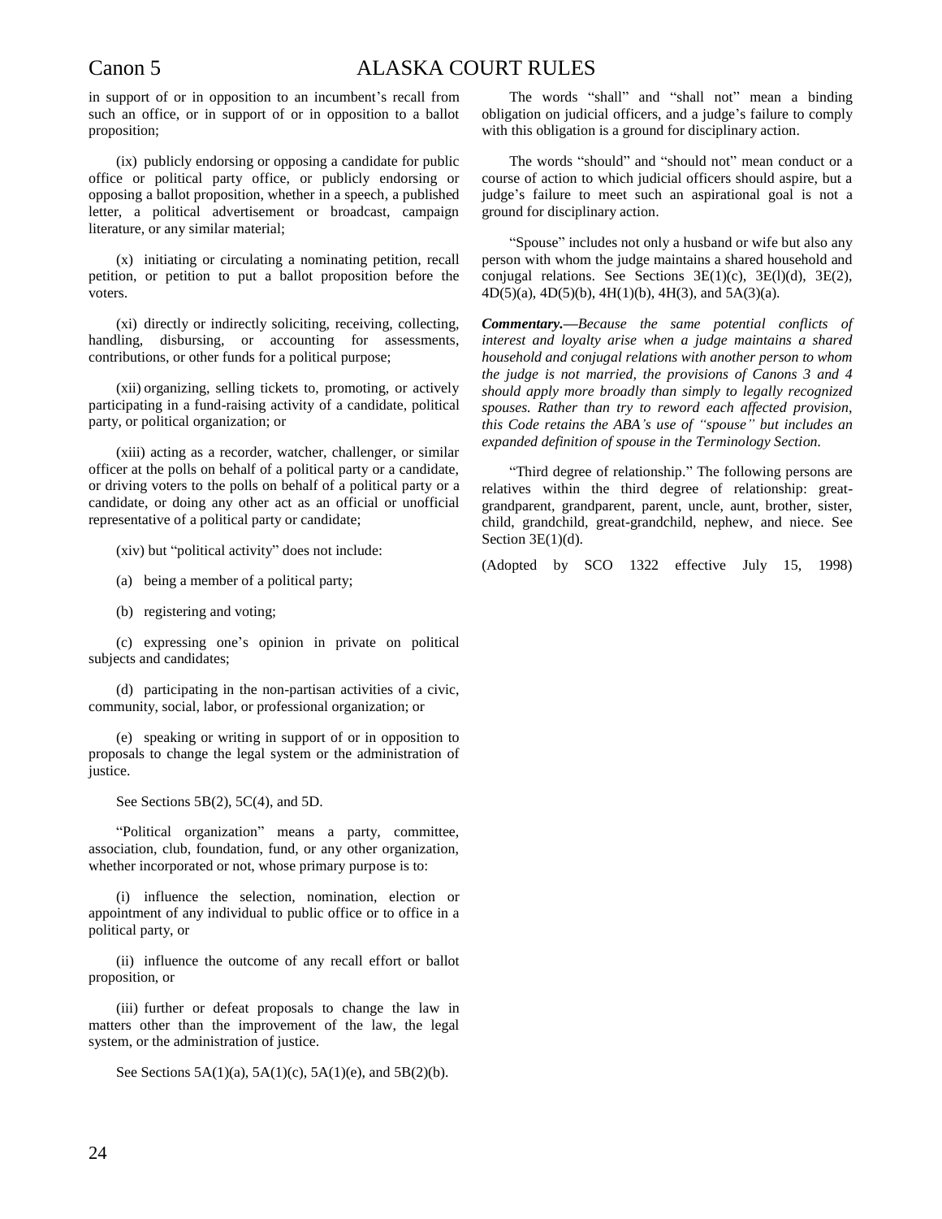in support of or in opposition to an incumbent's recall from such an office, or in support of or in opposition to a ballot proposition;

(ix) publicly endorsing or opposing a candidate for public office or political party office, or publicly endorsing or opposing a ballot proposition, whether in a speech, a published letter, a political advertisement or broadcast, campaign literature, or any similar material;

(x) initiating or circulating a nominating petition, recall petition, or petition to put a ballot proposition before the voters.

(xi) directly or indirectly soliciting, receiving, collecting, handling, disbursing, or accounting for assessments, contributions, or other funds for a political purpose;

(xii) organizing, selling tickets to, promoting, or actively participating in a fund-raising activity of a candidate, political party, or political organization; or

(xiii) acting as a recorder, watcher, challenger, or similar officer at the polls on behalf of a political party or a candidate, or driving voters to the polls on behalf of a political party or a candidate, or doing any other act as an official or unofficial representative of a political party or candidate;

(xiv) but "political activity" does not include:

(a) being a member of a political party;

(b) registering and voting;

(c) expressing one's opinion in private on political subjects and candidates;

(d) participating in the non-partisan activities of a civic, community, social, labor, or professional organization; or

(e) speaking or writing in support of or in opposition to proposals to change the legal system or the administration of justice.

See Sections 5B(2), 5C(4), and 5D.

"Political organization" means a party, committee, association, club, foundation, fund, or any other organization, whether incorporated or not, whose primary purpose is to:

(i) influence the selection, nomination, election or appointment of any individual to public office or to office in a political party, or

(ii) influence the outcome of any recall effort or ballot proposition, or

(iii) further or defeat proposals to change the law in matters other than the improvement of the law, the legal system, or the administration of justice.

See Sections 5A(1)(a), 5A(1)(c), 5A(1)(e), and 5B(2)(b).

The words "shall" and "shall not" mean a binding obligation on judicial officers, and a judge's failure to comply with this obligation is a ground for disciplinary action.

The words "should" and "should not" mean conduct or a course of action to which judicial officers should aspire, but a judge's failure to meet such an aspirational goal is not a ground for disciplinary action.

"Spouse" includes not only a husband or wife but also any person with whom the judge maintains a shared household and conjugal relations. See Sections 3E(1)(c), 3E(l)(d), 3E(2), 4D(5)(a), 4D(5)(b), 4H(1)(b), 4H(3), and 5A(3)(a).

***Commentary.****—Because the same potential conflicts of interest and loyalty arise when a judge maintains a shared household and conjugal relations with another person to whom the judge is not married, the provisions of Canons 3 and 4 should apply more broadly than simply to legally recognized spouses. Rather than try to reword each affected provision, this Code retains the ABA's use of "spouse" but includes an expanded definition of spouse in the Terminology Section.*

"Third degree of relationship." The following persons are relatives within the third degree of relationship: great-grandparent, grandparent, parent, uncle, aunt, brother, sister, child, grandchild, great-grandchild, nephew, and niece. See Section 3E(1)(d).

(Adopted by SCO 1322 effective July 15, 1998)